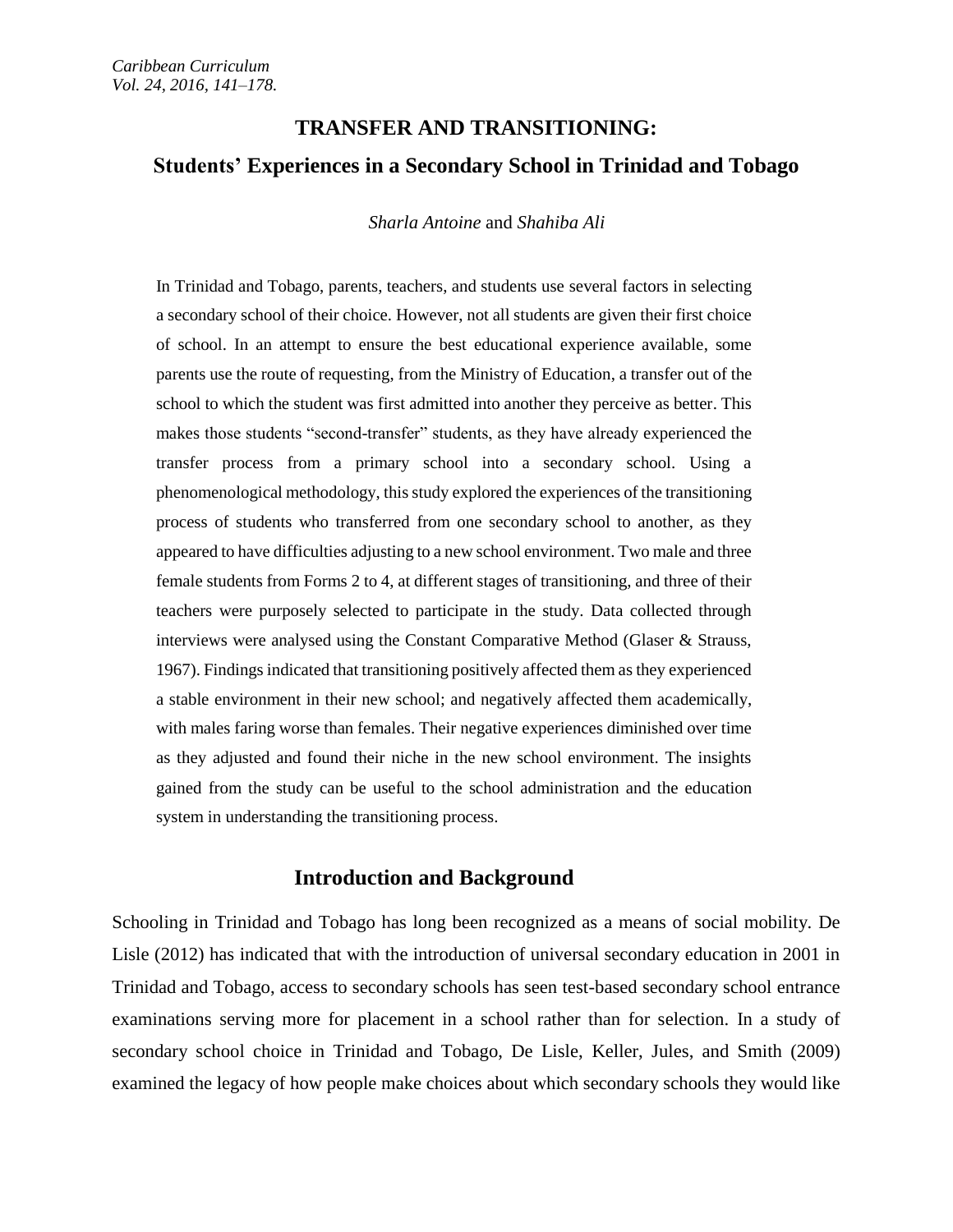# TRANSFER AND TRANSITIONING:

## Students' Experiences in a Secondary School in Trinidad and Tobago

*Sharla Antoine* and *Shahiba Ali*

In Trinidad and Tobago, parents, teachers, and students use several factors in selecting a secondary school of their choice. However, not all students are given their first choice of school. In an attempt to ensure the best educational experience available, some parents use the route of requesting, from the Ministry of Education, a transfer out of the school to which the student was first admitted into another they perceive as better. This makes those students "second-transfer" students, as they have already experienced the transfer process from a primary school into a secondary school. Using a phenomenological methodology, this study explored the experiences of the transitioning process of students who transferred from one secondary school to another, as they appeared to have difficulties adjusting to a new school environment. Two male and three female students from Forms 2 to 4, at different stages of transitioning, and three of their teachers were purposely selected to participate in the study. Data collected through interviews were analysed using the Constant Comparative Method (Glaser & Strauss, 1967). Findings indicated that transitioning positively affected them as they experienced a stable environment in their new school; and negatively affected them academically, with males faring worse than females. Their negative experiences diminished over time as they adjusted and found their niche in the new school environment. The insights gained from the study can be useful to the school administration and the education system in understanding the transitioning process.

## Introduction and Background

Schooling in Trinidad and Tobago has long been recognized as a means of social mobility. De Lisle (2012) has indicated that with the introduction of universal secondary education in 2001 in Trinidad and Tobago, access to secondary schools has seen test-based secondary school entrance examinations serving more for placement in a school rather than for selection. In a study of secondary school choice in Trinidad and Tobago, De Lisle, Keller, Jules, and Smith (2009) examined the legacy of how people make choices about which secondary schools they would like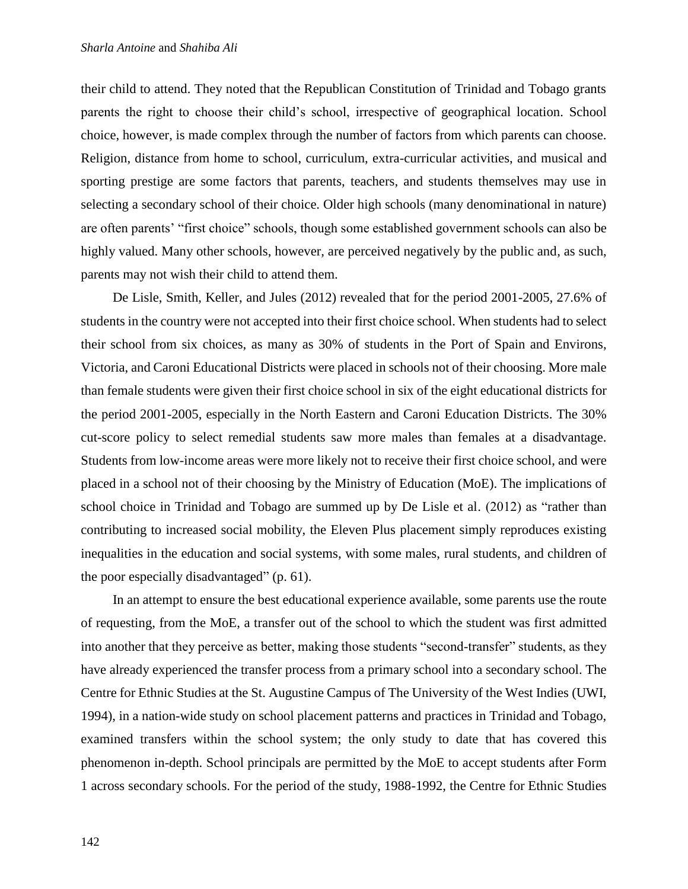their child to attend. They noted that the Republican Constitution of Trinidad and Tobago grants parents the right to choose their child's school, irrespective of geographical location. School choice, however, is made complex through the number of factors from which parents can choose. Religion, distance from home to school, curriculum, extra-curricular activities, and musical and sporting prestige are some factors that parents, teachers, and students themselves may use in selecting a secondary school of their choice. Older high schools (many denominational in nature) are often parents' "first choice" schools, though some established government schools can also be highly valued. Many other schools, however, are perceived negatively by the public and, as such, parents may not wish their child to attend them.

De Lisle, Smith, Keller, and Jules (2012) revealed that for the period 2001-2005, 27.6% of students in the country were not accepted into their first choice school. When students had to select their school from six choices, as many as 30% of students in the Port of Spain and Environs, Victoria, and Caroni Educational Districts were placed in schools not of their choosing. More male than female students were given their first choice school in six of the eight educational districts for the period 2001-2005, especially in the North Eastern and Caroni Education Districts. The 30% cut-score policy to select remedial students saw more males than females at a disadvantage. Students from low-income areas were more likely not to receive their first choice school, and were placed in a school not of their choosing by the Ministry of Education (MoE). The implications of school choice in Trinidad and Tobago are summed up by De Lisle et al. (2012) as "rather than contributing to increased social mobility, the Eleven Plus placement simply reproduces existing inequalities in the education and social systems, with some males, rural students, and children of the poor especially disadvantaged" (p. 61).

In an attempt to ensure the best educational experience available, some parents use the route of requesting, from the MoE, a transfer out of the school to which the student was first admitted into another that they perceive as better, making those students "second-transfer" students, as they have already experienced the transfer process from a primary school into a secondary school. The Centre for Ethnic Studies at the St. Augustine Campus of The University of the West Indies (UWI, 1994), in a nation-wide study on school placement patterns and practices in Trinidad and Tobago, examined transfers within the school system; the only study to date that has covered this phenomenon in-depth. School principals are permitted by the MoE to accept students after Form 1 across secondary schools. For the period of the study, 1988-1992, the Centre for Ethnic Studies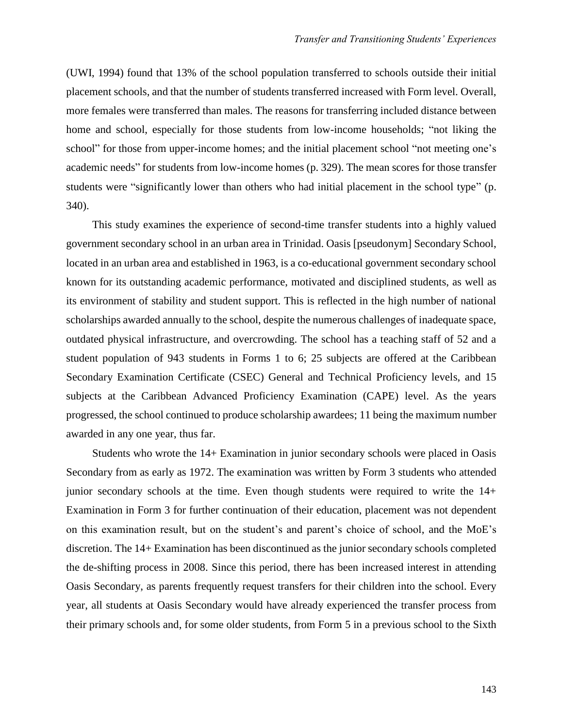(UWI, 1994) found that 13% of the school population transferred to schools outside their initial placement schools, and that the number of students transferred increased with Form level. Overall, more females were transferred than males. The reasons for transferring included distance between home and school, especially for those students from low-income households; "not liking the school" for those from upper-income homes; and the initial placement school "not meeting one's academic needs" for students from low-income homes (p. 329). The mean scores for those transfer students were "significantly lower than others who had initial placement in the school type" (p. 340).

This study examines the experience of second-time transfer students into a highly valued government secondary school in an urban area in Trinidad. Oasis [pseudonym] Secondary School, located in an urban area and established in 1963, is a co-educational government secondary school known for its outstanding academic performance, motivated and disciplined students, as well as its environment of stability and student support. This is reflected in the high number of national scholarships awarded annually to the school, despite the numerous challenges of inadequate space, outdated physical infrastructure, and overcrowding. The school has a teaching staff of 52 and a student population of 943 students in Forms 1 to 6; 25 subjects are offered at the Caribbean Secondary Examination Certificate (CSEC) General and Technical Proficiency levels, and 15 subjects at the Caribbean Advanced Proficiency Examination (CAPE) level. As the years progressed, the school continued to produce scholarship awardees; 11 being the maximum number awarded in any one year, thus far.

Students who wrote the 14+ Examination in junior secondary schools were placed in Oasis Secondary from as early as 1972. The examination was written by Form 3 students who attended junior secondary schools at the time. Even though students were required to write the 14+ Examination in Form 3 for further continuation of their education, placement was not dependent on this examination result, but on the student's and parent's choice of school, and the MoE's discretion. The 14+ Examination has been discontinued as the junior secondary schools completed the de-shifting process in 2008. Since this period, there has been increased interest in attending Oasis Secondary, as parents frequently request transfers for their children into the school. Every year, all students at Oasis Secondary would have already experienced the transfer process from their primary schools and, for some older students, from Form 5 in a previous school to the Sixth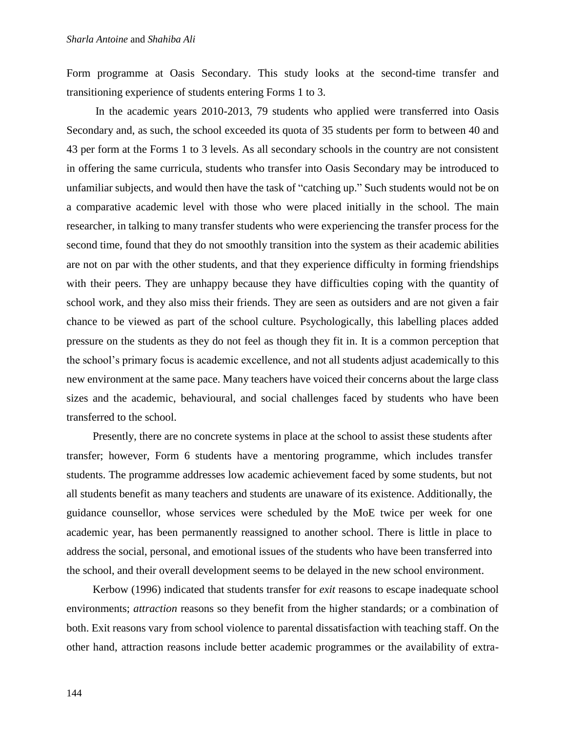Form programme at Oasis Secondary. This study looks at the second-time transfer and transitioning experience of students entering Forms 1 to 3.

In the academic years 2010-2013, 79 students who applied were transferred into Oasis Secondary and, as such, the school exceeded its quota of 35 students per form to between 40 and 43 per form at the Forms 1 to 3 levels. As all secondary schools in the country are not consistent in offering the same curricula, students who transfer into Oasis Secondary may be introduced to unfamiliar subjects, and would then have the task of "catching up." Such students would not be on a comparative academic level with those who were placed initially in the school. The main researcher, in talking to many transfer students who were experiencing the transfer process for the second time, found that they do not smoothly transition into the system as their academic abilities are not on par with the other students, and that they experience difficulty in forming friendships with their peers. They are unhappy because they have difficulties coping with the quantity of school work, and they also miss their friends. They are seen as outsiders and are not given a fair chance to be viewed as part of the school culture. Psychologically, this labelling places added pressure on the students as they do not feel as though they fit in. It is a common perception that the school's primary focus is academic excellence, and not all students adjust academically to this new environment at the same pace. Many teachers have voiced their concerns about the large class sizes and the academic, behavioural, and social challenges faced by students who have been transferred to the school.

Presently, there are no concrete systems in place at the school to assist these students after transfer; however, Form 6 students have a mentoring programme, which includes transfer students. The programme addresses low academic achievement faced by some students, but not all students benefit as many teachers and students are unaware of its existence. Additionally, the guidance counsellor, whose services were scheduled by the MoE twice per week for one academic year, has been permanently reassigned to another school. There is little in place to address the social, personal, and emotional issues of the students who have been transferred into the school, and their overall development seems to be delayed in the new school environment.

Kerbow (1996) indicated that students transfer for *exit* reasons to escape inadequate school environments; *attraction* reasons so they benefit from the higher standards; or a combination of both. Exit reasons vary from school violence to parental dissatisfaction with teaching staff. On the other hand, attraction reasons include better academic programmes or the availability of extra-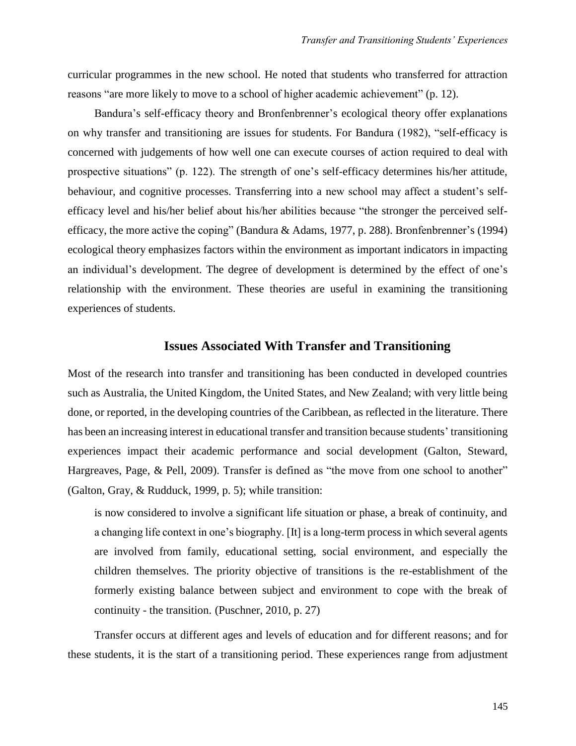curricular programmes in the new school. He noted that students who transferred for attraction reasons "are more likely to move to a school of higher academic achievement" (p. 12).

Bandura's self-efficacy theory and Bronfenbrenner's ecological theory offer explanations on why transfer and transitioning are issues for students. For Bandura (1982), "self-efficacy is concerned with judgements of how well one can execute courses of action required to deal with prospective situations" (p. 122). The strength of one's self-efficacy determines his/her attitude, behaviour, and cognitive processes. Transferring into a new school may affect a student's self-efficacy level and his/her belief about his/her abilities because "the stronger the perceived self-efficacy, the more active the coping" (Bandura & Adams, 1977, p. 288). Bronfenbrenner's (1994) ecological theory emphasizes factors within the environment as important indicators in impacting an individual's development. The degree of development is determined by the effect of one's relationship with the environment. These theories are useful in examining the transitioning experiences of students.

## Issues Associated With Transfer and Transitioning

Most of the research into transfer and transitioning has been conducted in developed countries such as Australia, the United Kingdom, the United States, and New Zealand; with very little being done, or reported, in the developing countries of the Caribbean, as reflected in the literature. There has been an increasing interest in educational transfer and transition because students' transitioning experiences impact their academic performance and social development (Galton, Steward, Hargreaves, Page, & Pell, 2009). Transfer is defined as "the move from one school to another" (Galton, Gray, & Rudduck, 1999, p. 5); while transition:

> is now considered to involve a significant life situation or phase, a break of continuity, and a changing life context in one's biography. [It] is a long-term process in which several agents are involved from family, educational setting, social environment, and especially the children themselves. The priority objective of transitions is the re-establishment of the formerly existing balance between subject and environment to cope with the break of continuity - the transition. (Puschner, 2010, p. 27)

Transfer occurs at different ages and levels of education and for different reasons; and for these students, it is the start of a transitioning period. These experiences range from adjustment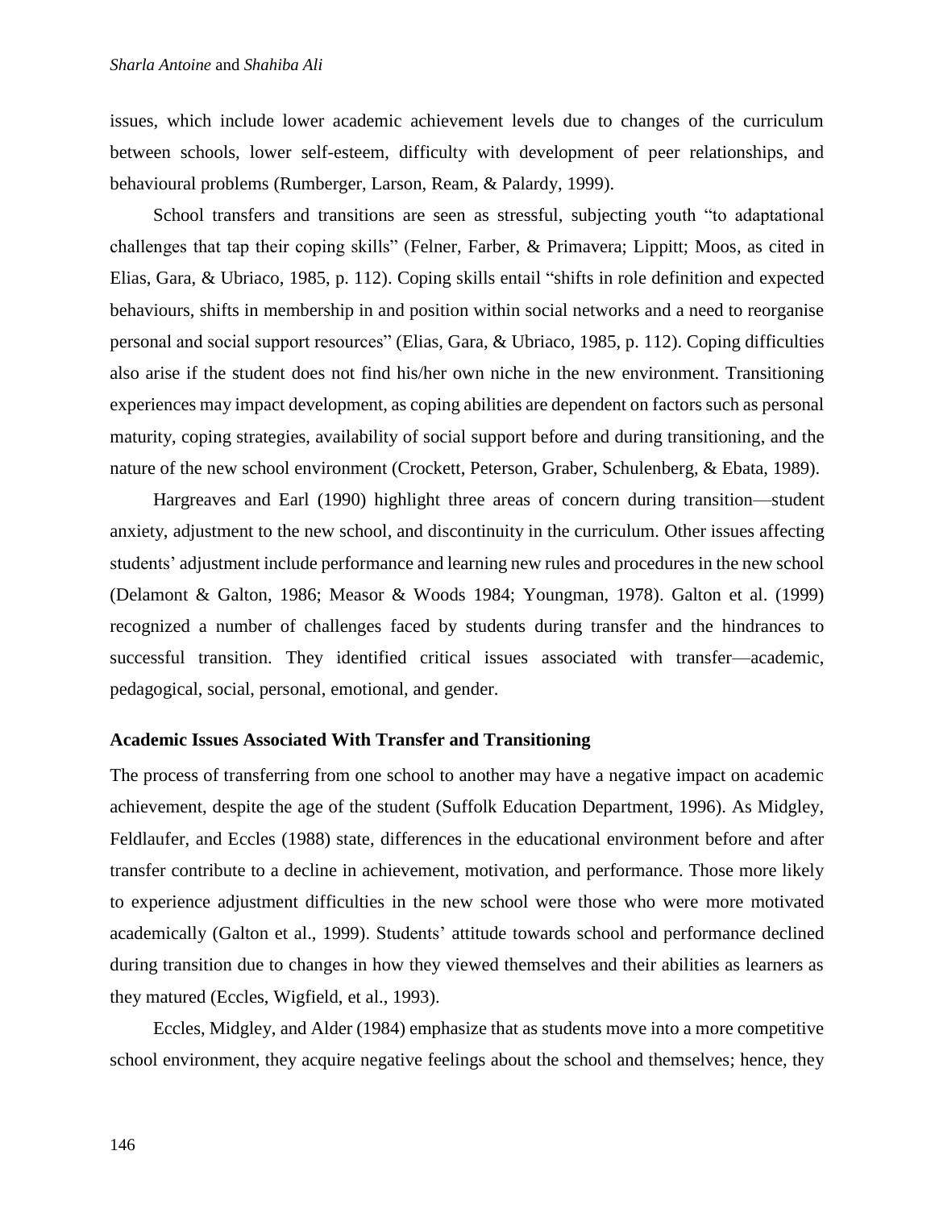issues, which include lower academic achievement levels due to changes of the curriculum between schools, lower self-esteem, difficulty with development of peer relationships, and behavioural problems (Rumberger, Larson, Ream, & Palardy, 1999).

School transfers and transitions are seen as stressful, subjecting youth "to adaptational challenges that tap their coping skills" (Felner, Farber, & Primavera; Lippitt; Moos, as cited in Elias, Gara, & Ubriaco, 1985, p. 112). Coping skills entail "shifts in role definition and expected behaviours, shifts in membership in and position within social networks and a need to reorganise personal and social support resources" (Elias, Gara, & Ubriaco, 1985, p. 112). Coping difficulties also arise if the student does not find his/her own niche in the new environment. Transitioning experiences may impact development, as coping abilities are dependent on factors such as personal maturity, coping strategies, availability of social support before and during transitioning, and the nature of the new school environment (Crockett, Peterson, Graber, Schulenberg, & Ebata, 1989).

Hargreaves and Earl (1990) highlight three areas of concern during transition—student anxiety, adjustment to the new school, and discontinuity in the curriculum. Other issues affecting students' adjustment include performance and learning new rules and procedures in the new school (Delamont & Galton, 1986; Measor & Woods 1984; Youngman, 1978). Galton et al. (1999) recognized a number of challenges faced by students during transfer and the hindrances to successful transition. They identified critical issues associated with transfer—academic, pedagogical, social, personal, emotional, and gender.

**Academic Issues Associated With Transfer and Transitioning**

The process of transferring from one school to another may have a negative impact on academic achievement, despite the age of the student (Suffolk Education Department, 1996). As Midgley, Feldlaufer, and Eccles (1988) state, differences in the educational environment before and after transfer contribute to a decline in achievement, motivation, and performance. Those more likely to experience adjustment difficulties in the new school were those who were more motivated academically (Galton et al., 1999). Students' attitude towards school and performance declined during transition due to changes in how they viewed themselves and their abilities as learners as they matured (Eccles, Wigfield, et al., 1993).

Eccles, Midgley, and Alder (1984) emphasize that as students move into a more competitive school environment, they acquire negative feelings about the school and themselves; hence, they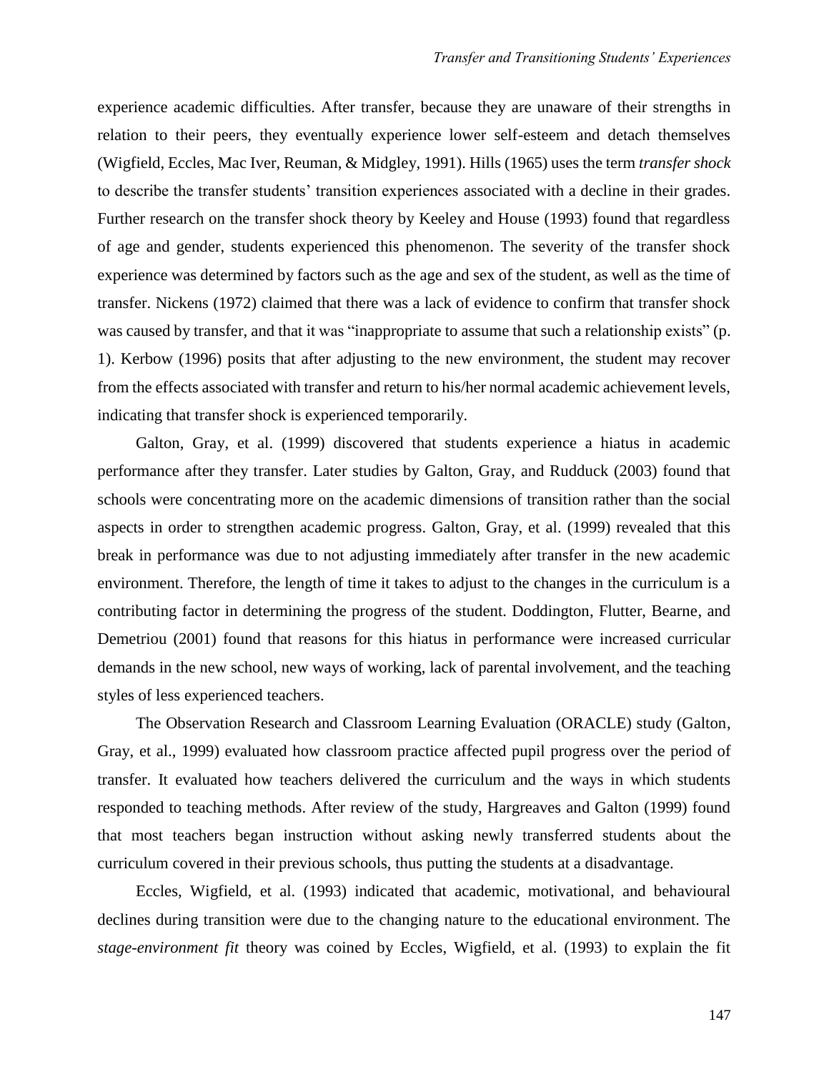experience academic difficulties. After transfer, because they are unaware of their strengths in relation to their peers, they eventually experience lower self-esteem and detach themselves (Wigfield, Eccles, Mac Iver, Reuman, & Midgley, 1991). Hills (1965) uses the term *transfer shock* to describe the transfer students' transition experiences associated with a decline in their grades. Further research on the transfer shock theory by Keeley and House (1993) found that regardless of age and gender, students experienced this phenomenon. The severity of the transfer shock experience was determined by factors such as the age and sex of the student, as well as the time of transfer. Nickens (1972) claimed that there was a lack of evidence to confirm that transfer shock was caused by transfer, and that it was "inappropriate to assume that such a relationship exists" (p. 1). Kerbow (1996) posits that after adjusting to the new environment, the student may recover from the effects associated with transfer and return to his/her normal academic achievement levels, indicating that transfer shock is experienced temporarily.

Galton, Gray, et al. (1999) discovered that students experience a hiatus in academic performance after they transfer. Later studies by Galton, Gray, and Rudduck (2003) found that schools were concentrating more on the academic dimensions of transition rather than the social aspects in order to strengthen academic progress. Galton, Gray, et al. (1999) revealed that this break in performance was due to not adjusting immediately after transfer in the new academic environment. Therefore, the length of time it takes to adjust to the changes in the curriculum is a contributing factor in determining the progress of the student. Doddington, Flutter, Bearne, and Demetriou (2001) found that reasons for this hiatus in performance were increased curricular demands in the new school, new ways of working, lack of parental involvement, and the teaching styles of less experienced teachers.

The Observation Research and Classroom Learning Evaluation (ORACLE) study (Galton, Gray, et al., 1999) evaluated how classroom practice affected pupil progress over the period of transfer. It evaluated how teachers delivered the curriculum and the ways in which students responded to teaching methods. After review of the study, Hargreaves and Galton (1999) found that most teachers began instruction without asking newly transferred students about the curriculum covered in their previous schools, thus putting the students at a disadvantage.

Eccles, Wigfield, et al. (1993) indicated that academic, motivational, and behavioural declines during transition were due to the changing nature to the educational environment. The *stage-environment fit* theory was coined by Eccles, Wigfield, et al. (1993) to explain the fit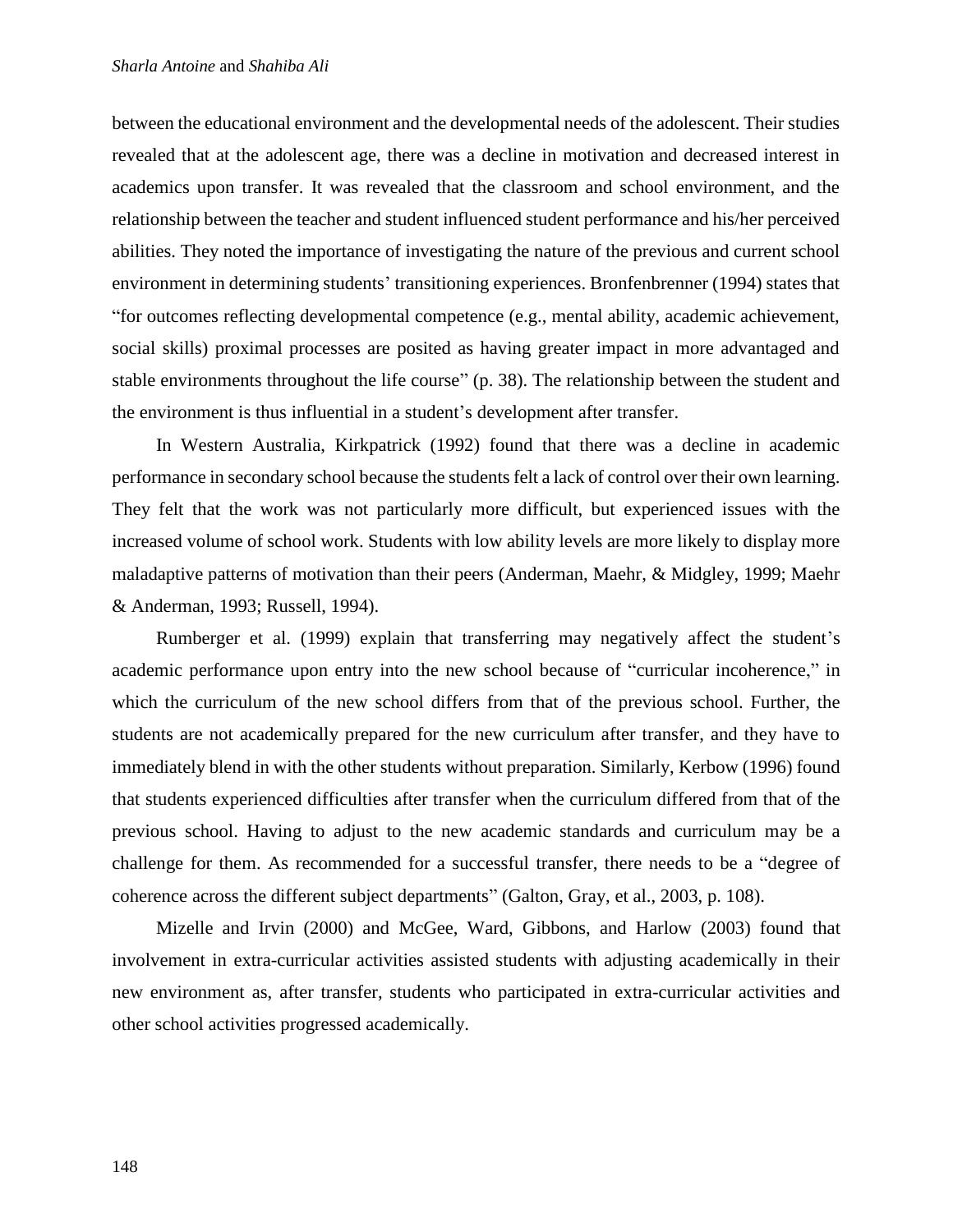between the educational environment and the developmental needs of the adolescent. Their studies revealed that at the adolescent age, there was a decline in motivation and decreased interest in academics upon transfer. It was revealed that the classroom and school environment, and the relationship between the teacher and student influenced student performance and his/her perceived abilities. They noted the importance of investigating the nature of the previous and current school environment in determining students' transitioning experiences. Bronfenbrenner (1994) states that "for outcomes reflecting developmental competence (e.g., mental ability, academic achievement, social skills) proximal processes are posited as having greater impact in more advantaged and stable environments throughout the life course" (p. 38). The relationship between the student and the environment is thus influential in a student's development after transfer.

In Western Australia, Kirkpatrick (1992) found that there was a decline in academic performance in secondary school because the students felt a lack of control over their own learning. They felt that the work was not particularly more difficult, but experienced issues with the increased volume of school work. Students with low ability levels are more likely to display more maladaptive patterns of motivation than their peers (Anderman, Maehr, & Midgley, 1999; Maehr & Anderman, 1993; Russell, 1994).

Rumberger et al. (1999) explain that transferring may negatively affect the student's academic performance upon entry into the new school because of "curricular incoherence," in which the curriculum of the new school differs from that of the previous school. Further, the students are not academically prepared for the new curriculum after transfer, and they have to immediately blend in with the other students without preparation. Similarly, Kerbow (1996) found that students experienced difficulties after transfer when the curriculum differed from that of the previous school. Having to adjust to the new academic standards and curriculum may be a challenge for them. As recommended for a successful transfer, there needs to be a "degree of coherence across the different subject departments" (Galton, Gray, et al., 2003, p. 108).

Mizelle and Irvin (2000) and McGee, Ward, Gibbons, and Harlow (2003) found that involvement in extra-curricular activities assisted students with adjusting academically in their new environment as, after transfer, students who participated in extra-curricular activities and other school activities progressed academically.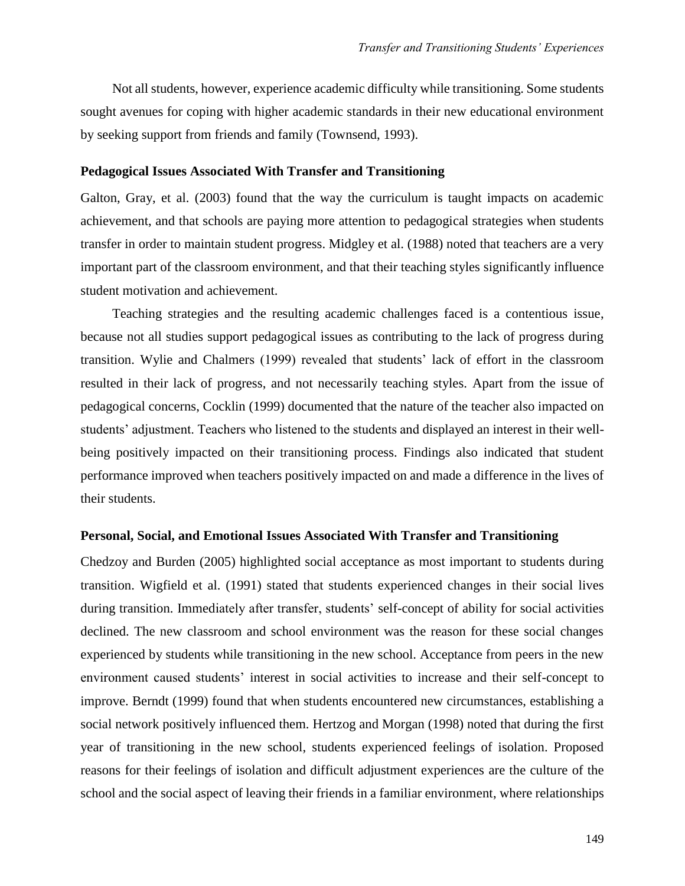Not all students, however, experience academic difficulty while transitioning. Some students sought avenues for coping with higher academic standards in their new educational environment by seeking support from friends and family (Townsend, 1993).

### Pedagogical Issues Associated With Transfer and Transitioning

Galton, Gray, et al. (2003) found that the way the curriculum is taught impacts on academic achievement, and that schools are paying more attention to pedagogical strategies when students transfer in order to maintain student progress. Midgley et al. (1988) noted that teachers are a very important part of the classroom environment, and that their teaching styles significantly influence student motivation and achievement.

Teaching strategies and the resulting academic challenges faced is a contentious issue, because not all studies support pedagogical issues as contributing to the lack of progress during transition. Wylie and Chalmers (1999) revealed that students' lack of effort in the classroom resulted in their lack of progress, and not necessarily teaching styles. Apart from the issue of pedagogical concerns, Cocklin (1999) documented that the nature of the teacher also impacted on students' adjustment. Teachers who listened to the students and displayed an interest in their well-being positively impacted on their transitioning process. Findings also indicated that student performance improved when teachers positively impacted on and made a difference in the lives of their students.

### Personal, Social, and Emotional Issues Associated With Transfer and Transitioning

Chedzoy and Burden (2005) highlighted social acceptance as most important to students during transition. Wigfield et al. (1991) stated that students experienced changes in their social lives during transition. Immediately after transfer, students' self-concept of ability for social activities declined. The new classroom and school environment was the reason for these social changes experienced by students while transitioning in the new school. Acceptance from peers in the new environment caused students' interest in social activities to increase and their self-concept to improve. Berndt (1999) found that when students encountered new circumstances, establishing a social network positively influenced them. Hertzog and Morgan (1998) noted that during the first year of transitioning in the new school, students experienced feelings of isolation. Proposed reasons for their feelings of isolation and difficult adjustment experiences are the culture of the school and the social aspect of leaving their friends in a familiar environment, where relationships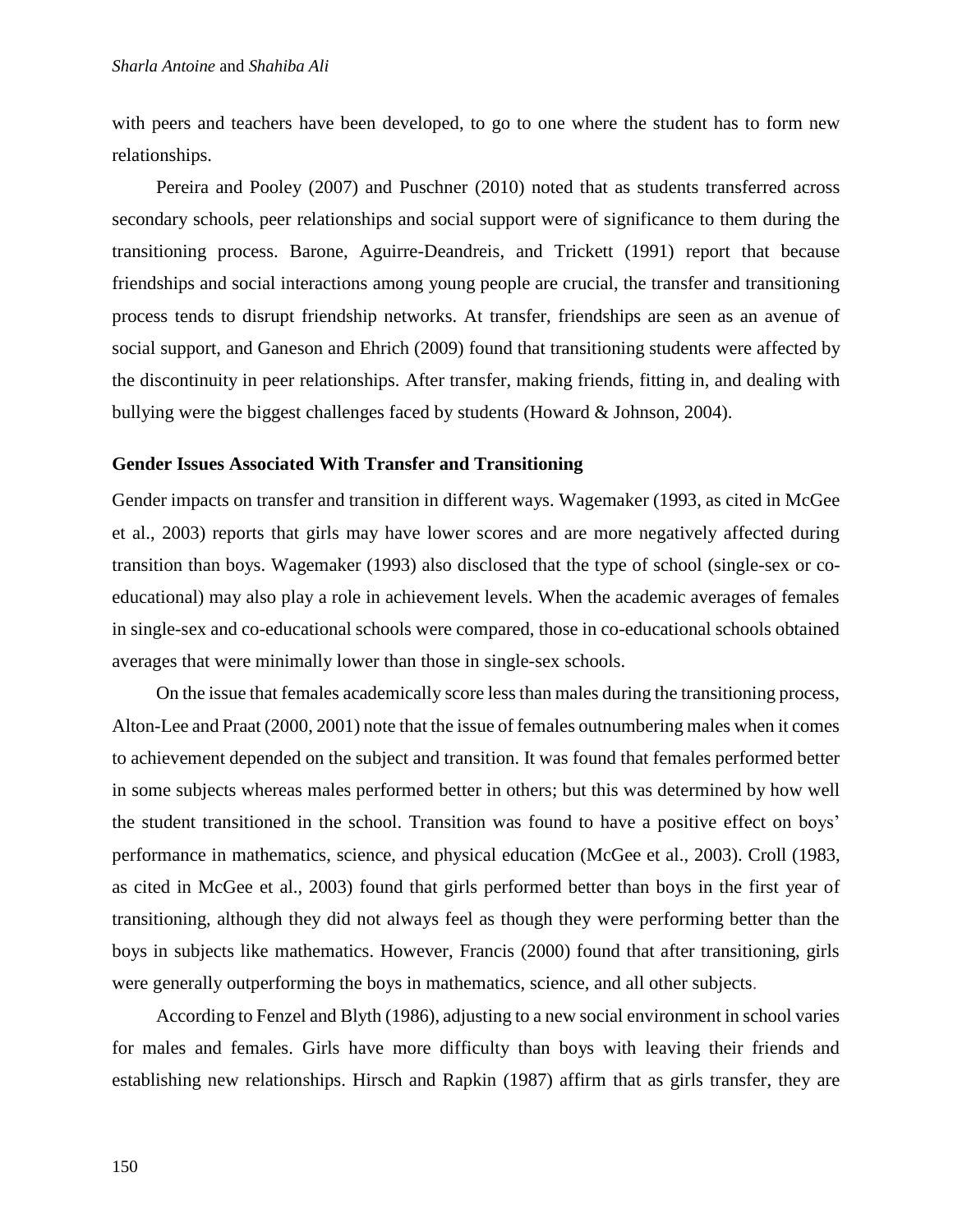with peers and teachers have been developed, to go to one where the student has to form new relationships.

Pereira and Pooley (2007) and Puschner (2010) noted that as students transferred across secondary schools, peer relationships and social support were of significance to them during the transitioning process. Barone, Aguirre-Deandreis, and Trickett (1991) report that because friendships and social interactions among young people are crucial, the transfer and transitioning process tends to disrupt friendship networks. At transfer, friendships are seen as an avenue of social support, and Ganeson and Ehrich (2009) found that transitioning students were affected by the discontinuity in peer relationships. After transfer, making friends, fitting in, and dealing with bullying were the biggest challenges faced by students (Howard & Johnson, 2004).

### Gender Issues Associated With Transfer and Transitioning

Gender impacts on transfer and transition in different ways. Wagemaker (1993, as cited in McGee et al., 2003) reports that girls may have lower scores and are more negatively affected during transition than boys. Wagemaker (1993) also disclosed that the type of school (single-sex or co-educational) may also play a role in achievement levels. When the academic averages of females in single-sex and co-educational schools were compared, those in co-educational schools obtained averages that were minimally lower than those in single-sex schools.

On the issue that females academically score less than males during the transitioning process, Alton-Lee and Praat (2000, 2001) note that the issue of females outnumbering males when it comes to achievement depended on the subject and transition. It was found that females performed better in some subjects whereas males performed better in others; but this was determined by how well the student transitioned in the school. Transition was found to have a positive effect on boys' performance in mathematics, science, and physical education (McGee et al., 2003). Croll (1983, as cited in McGee et al., 2003) found that girls performed better than boys in the first year of transitioning, although they did not always feel as though they were performing better than the boys in subjects like mathematics. However, Francis (2000) found that after transitioning, girls were generally outperforming the boys in mathematics, science, and all other subjects.

According to Fenzel and Blyth (1986), adjusting to a new social environment in school varies for males and females. Girls have more difficulty than boys with leaving their friends and establishing new relationships. Hirsch and Rapkin (1987) affirm that as girls transfer, they are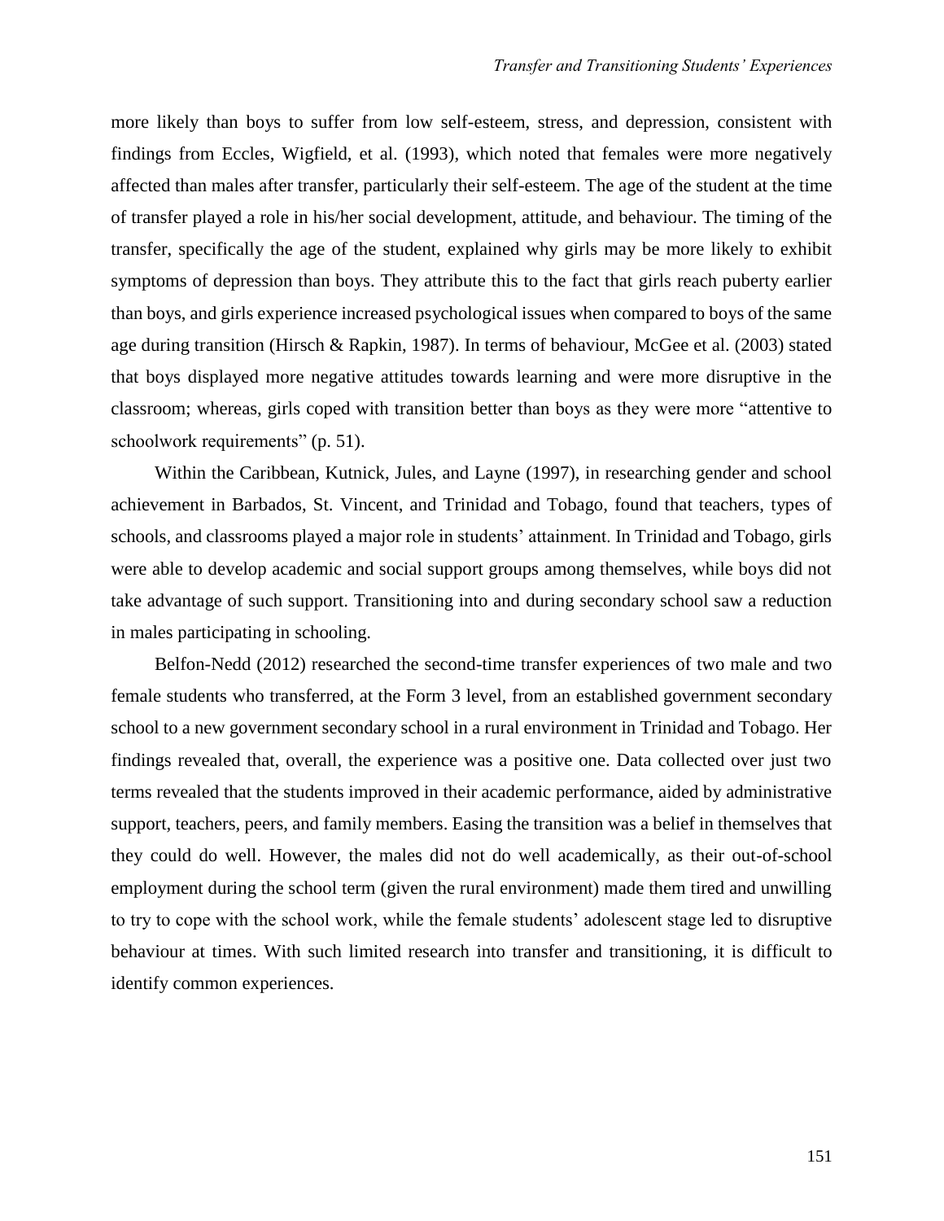more likely than boys to suffer from low self-esteem, stress, and depression, consistent with findings from Eccles, Wigfield, et al. (1993), which noted that females were more negatively affected than males after transfer, particularly their self-esteem. The age of the student at the time of transfer played a role in his/her social development, attitude, and behaviour. The timing of the transfer, specifically the age of the student, explained why girls may be more likely to exhibit symptoms of depression than boys. They attribute this to the fact that girls reach puberty earlier than boys, and girls experience increased psychological issues when compared to boys of the same age during transition (Hirsch & Rapkin, 1987). In terms of behaviour, McGee et al. (2003) stated that boys displayed more negative attitudes towards learning and were more disruptive in the classroom; whereas, girls coped with transition better than boys as they were more "attentive to schoolwork requirements" (p. 51).

Within the Caribbean, Kutnick, Jules, and Layne (1997), in researching gender and school achievement in Barbados, St. Vincent, and Trinidad and Tobago, found that teachers, types of schools, and classrooms played a major role in students' attainment. In Trinidad and Tobago, girls were able to develop academic and social support groups among themselves, while boys did not take advantage of such support. Transitioning into and during secondary school saw a reduction in males participating in schooling.

Belfon-Nedd (2012) researched the second-time transfer experiences of two male and two female students who transferred, at the Form 3 level, from an established government secondary school to a new government secondary school in a rural environment in Trinidad and Tobago. Her findings revealed that, overall, the experience was a positive one. Data collected over just two terms revealed that the students improved in their academic performance, aided by administrative support, teachers, peers, and family members. Easing the transition was a belief in themselves that they could do well. However, the males did not do well academically, as their out-of-school employment during the school term (given the rural environment) made them tired and unwilling to try to cope with the school work, while the female students' adolescent stage led to disruptive behaviour at times. With such limited research into transfer and transitioning, it is difficult to identify common experiences.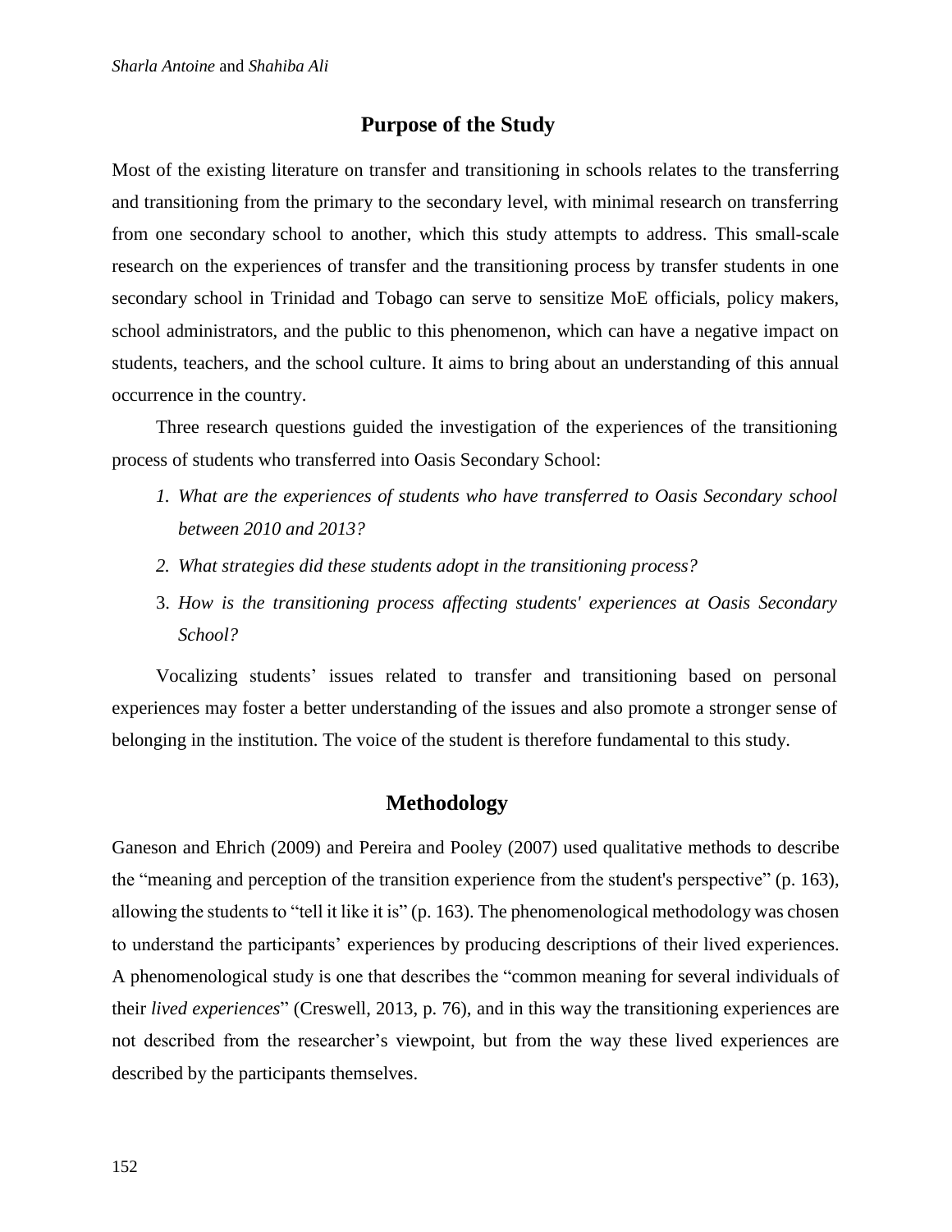## Purpose of the Study

Most of the existing literature on transfer and transitioning in schools relates to the transferring and transitioning from the primary to the secondary level, with minimal research on transferring from one secondary school to another, which this study attempts to address. This small-scale research on the experiences of transfer and the transitioning process by transfer students in one secondary school in Trinidad and Tobago can serve to sensitize MoE officials, policy makers, school administrators, and the public to this phenomenon, which can have a negative impact on students, teachers, and the school culture. It aims to bring about an understanding of this annual occurrence in the country.

Three research questions guided the investigation of the experiences of the transitioning process of students who transferred into Oasis Secondary School:

1. *What are the experiences of students who have transferred to Oasis Secondary school between 2010 and 2013?*
2. *What strategies did these students adopt in the transitioning process?*
3. *How is the transitioning process affecting students' experiences at Oasis Secondary School?*

Vocalizing students' issues related to transfer and transitioning based on personal experiences may foster a better understanding of the issues and also promote a stronger sense of belonging in the institution. The voice of the student is therefore fundamental to this study.

## Methodology

Ganeson and Ehrich (2009) and Pereira and Pooley (2007) used qualitative methods to describe the "meaning and perception of the transition experience from the student's perspective" (p. 163), allowing the students to "tell it like it is" (p. 163). The phenomenological methodology was chosen to understand the participants' experiences by producing descriptions of their lived experiences. A phenomenological study is one that describes the "common meaning for several individuals of their *lived experiences*" (Creswell, 2013, p. 76), and in this way the transitioning experiences are not described from the researcher's viewpoint, but from the way these lived experiences are described by the participants themselves.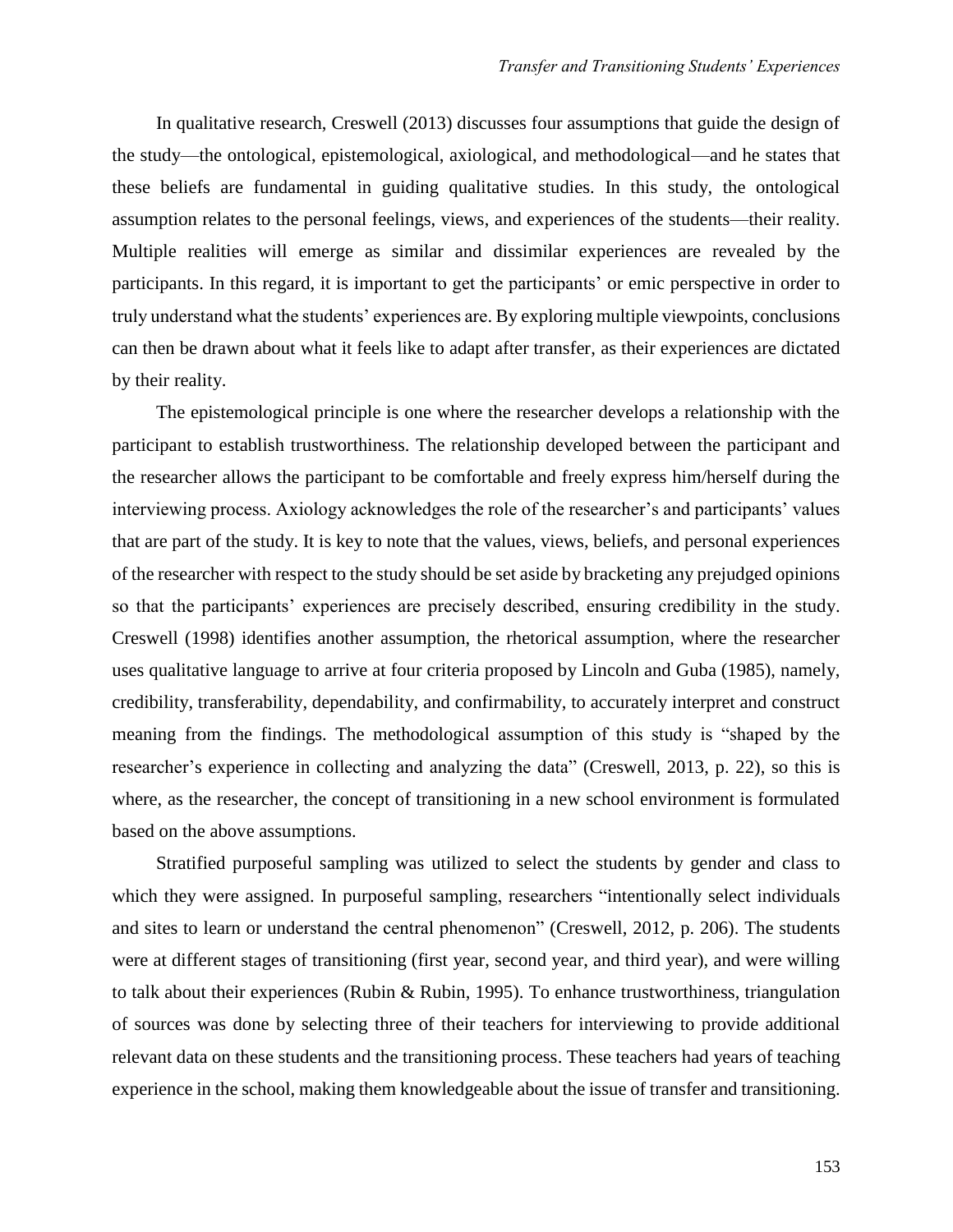In qualitative research, Creswell (2013) discusses four assumptions that guide the design of the study—the ontological, epistemological, axiological, and methodological—and he states that these beliefs are fundamental in guiding qualitative studies. In this study, the ontological assumption relates to the personal feelings, views, and experiences of the students—their reality. Multiple realities will emerge as similar and dissimilar experiences are revealed by the participants. In this regard, it is important to get the participants' or emic perspective in order to truly understand what the students' experiences are. By exploring multiple viewpoints, conclusions can then be drawn about what it feels like to adapt after transfer, as their experiences are dictated by their reality.

The epistemological principle is one where the researcher develops a relationship with the participant to establish trustworthiness. The relationship developed between the participant and the researcher allows the participant to be comfortable and freely express him/herself during the interviewing process. Axiology acknowledges the role of the researcher's and participants' values that are part of the study. It is key to note that the values, views, beliefs, and personal experiences of the researcher with respect to the study should be set aside by bracketing any prejudged opinions so that the participants' experiences are precisely described, ensuring credibility in the study. Creswell (1998) identifies another assumption, the rhetorical assumption, where the researcher uses qualitative language to arrive at four criteria proposed by Lincoln and Guba (1985), namely, credibility, transferability, dependability, and confirmability, to accurately interpret and construct meaning from the findings. The methodological assumption of this study is "shaped by the researcher's experience in collecting and analyzing the data" (Creswell, 2013, p. 22), so this is where, as the researcher, the concept of transitioning in a new school environment is formulated based on the above assumptions.

Stratified purposeful sampling was utilized to select the students by gender and class to which they were assigned. In purposeful sampling, researchers "intentionally select individuals and sites to learn or understand the central phenomenon" (Creswell, 2012, p. 206). The students were at different stages of transitioning (first year, second year, and third year), and were willing to talk about their experiences (Rubin & Rubin, 1995). To enhance trustworthiness, triangulation of sources was done by selecting three of their teachers for interviewing to provide additional relevant data on these students and the transitioning process. These teachers had years of teaching experience in the school, making them knowledgeable about the issue of transfer and transitioning.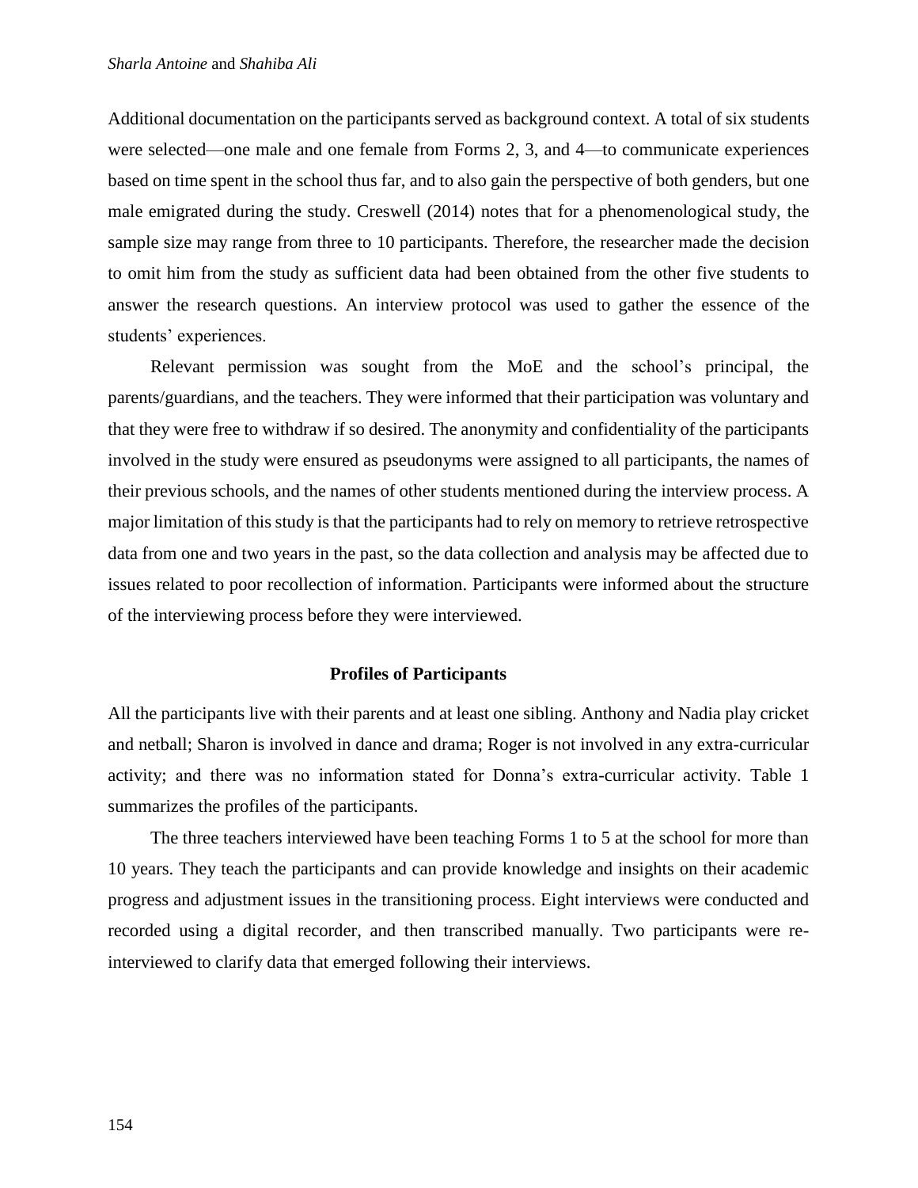Additional documentation on the participants served as background context. A total of six students were selected—one male and one female from Forms 2, 3, and 4—to communicate experiences based on time spent in the school thus far, and to also gain the perspective of both genders, but one male emigrated during the study. Creswell (2014) notes that for a phenomenological study, the sample size may range from three to 10 participants. Therefore, the researcher made the decision to omit him from the study as sufficient data had been obtained from the other five students to answer the research questions. An interview protocol was used to gather the essence of the students' experiences.

Relevant permission was sought from the MoE and the school's principal, the parents/guardians, and the teachers. They were informed that their participation was voluntary and that they were free to withdraw if so desired. The anonymity and confidentiality of the participants involved in the study were ensured as pseudonyms were assigned to all participants, the names of their previous schools, and the names of other students mentioned during the interview process. A major limitation of this study is that the participants had to rely on memory to retrieve retrospective data from one and two years in the past, so the data collection and analysis may be affected due to issues related to poor recollection of information. Participants were informed about the structure of the interviewing process before they were interviewed.

## Profiles of Participants

All the participants live with their parents and at least one sibling. Anthony and Nadia play cricket and netball; Sharon is involved in dance and drama; Roger is not involved in any extra-curricular activity; and there was no information stated for Donna's extra-curricular activity. Table 1 summarizes the profiles of the participants.

The three teachers interviewed have been teaching Forms 1 to 5 at the school for more than 10 years. They teach the participants and can provide knowledge and insights on their academic progress and adjustment issues in the transitioning process. Eight interviews were conducted and recorded using a digital recorder, and then transcribed manually. Two participants were re-interviewed to clarify data that emerged following their interviews.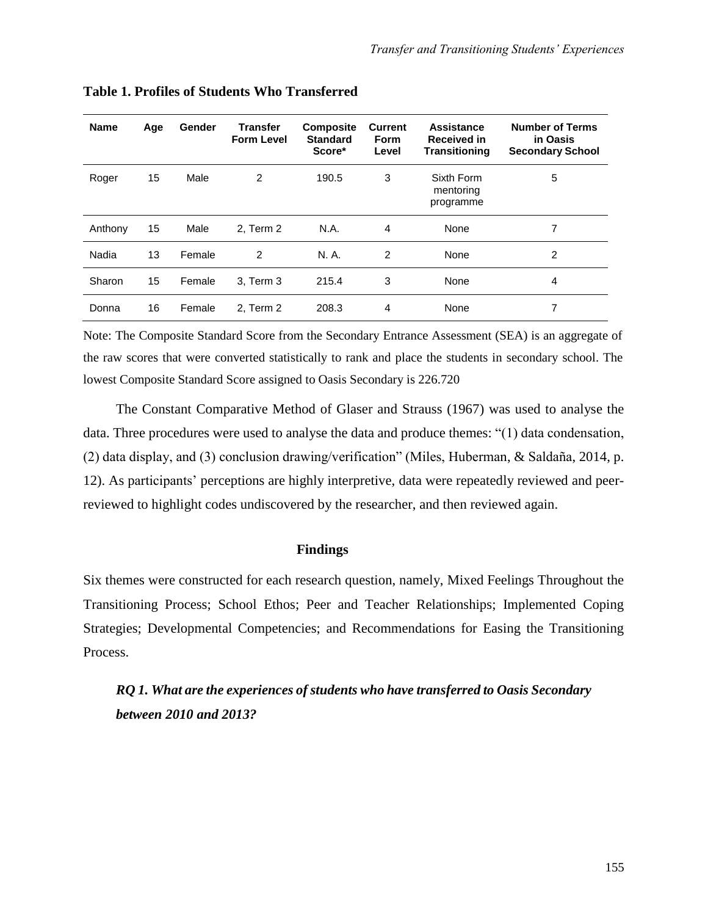**Table 1. Profiles of Students Who Transferred**

| Name | Age | Gender | Transfer Form Level | Composite Standard Score* | Current Form Level | Assistance Received in Transitioning | Number of Terms in Oasis Secondary School |
|---|---|---|---|---|---|---|---|
| Roger | 15 | Male | 2 | 190.5 | 3 | Sixth Form mentoring programme | 5 |
| Anthony | 15 | Male | 2, Term 2 | N.A. | 4 | None | 7 |
| Nadia | 13 | Female | 2 | N. A. | 2 | None | 2 |
| Sharon | 15 | Female | 3, Term 3 | 215.4 | 3 | None | 4 |
| Donna | 16 | Female | 2, Term 2 | 208.3 | 4 | None | 7 |

Note: The Composite Standard Score from the Secondary Entrance Assessment (SEA) is an aggregate of the raw scores that were converted statistically to rank and place the students in secondary school. The lowest Composite Standard Score assigned to Oasis Secondary is 226.720

The Constant Comparative Method of Glaser and Strauss (1967) was used to analyse the data. Three procedures were used to analyse the data and produce themes: "(1) data condensation, (2) data display, and (3) conclusion drawing/verification" (Miles, Huberman, & Saldaña, 2014, p. 12). As participants' perceptions are highly interpretive, data were repeatedly reviewed and peer-reviewed to highlight codes undiscovered by the researcher, and then reviewed again.

## Findings

Six themes were constructed for each research question, namely, Mixed Feelings Throughout the Transitioning Process; School Ethos; Peer and Teacher Relationships; Implemented Coping Strategies; Developmental Competencies; and Recommendations for Easing the Transitioning Process.

### *RQ 1. What are the experiences of students who have transferred to Oasis Secondary between 2010 and 2013?*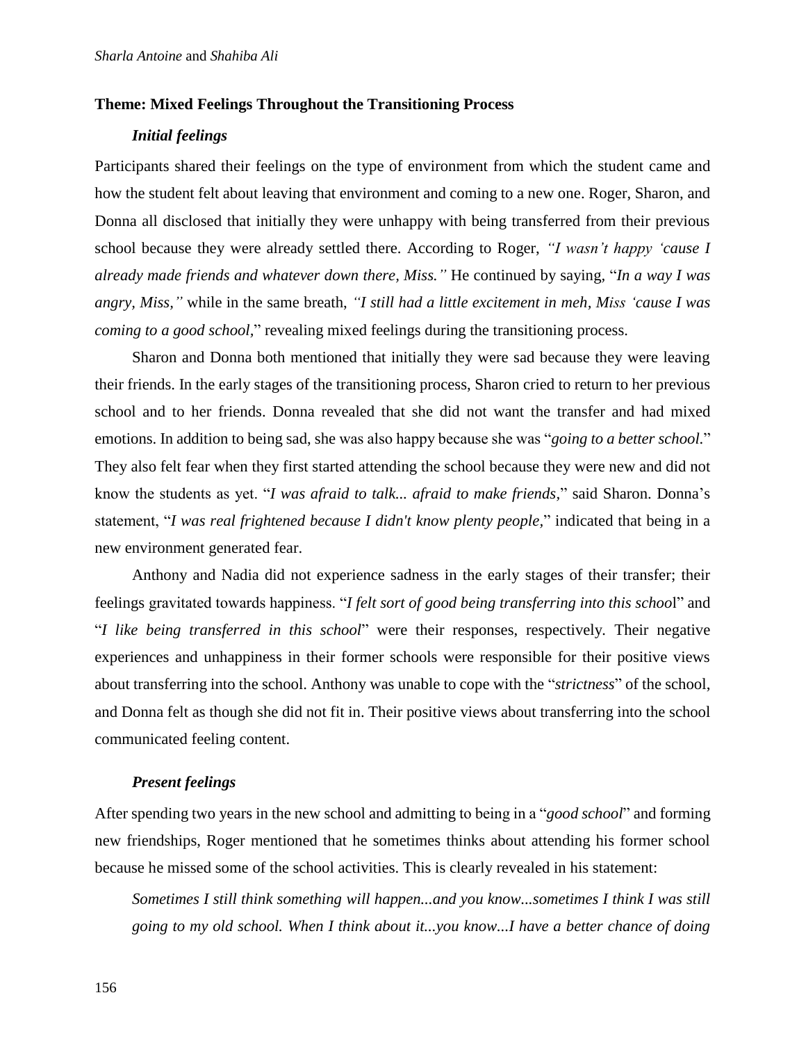### Theme: Mixed Feelings Throughout the Transitioning Process

#### *Initial feelings*

Participants shared their feelings on the type of environment from which the student came and how the student felt about leaving that environment and coming to a new one. Roger, Sharon, and Donna all disclosed that initially they were unhappy with being transferred from their previous school because they were already settled there. According to Roger, *"I wasn't happy 'cause I already made friends and whatever down there, Miss."* He continued by saying, "*In a way I was angry, Miss,"* while in the same breath, *"I still had a little excitement in meh, Miss 'cause I was coming to a good school*," revealing mixed feelings during the transitioning process.

Sharon and Donna both mentioned that initially they were sad because they were leaving their friends. In the early stages of the transitioning process, Sharon cried to return to her previous school and to her friends. Donna revealed that she did not want the transfer and had mixed emotions. In addition to being sad, she was also happy because she was "*going to a better school.*" They also felt fear when they first started attending the school because they were new and did not know the students as yet. "*I was afraid to talk... afraid to make friends,*" said Sharon. Donna's statement, "*I was real frightened because I didn't know plenty people,*" indicated that being in a new environment generated fear.

Anthony and Nadia did not experience sadness in the early stages of their transfer; their feelings gravitated towards happiness. "*I felt sort of good being transferring into this school*" and "*I like being transferred in this school*" were their responses, respectively. Their negative experiences and unhappiness in their former schools were responsible for their positive views about transferring into the school. Anthony was unable to cope with the "*strictness*" of the school, and Donna felt as though she did not fit in. Their positive views about transferring into the school communicated feeling content.

#### *Present feelings*

After spending two years in the new school and admitting to being in a "*good school*" and forming new friendships, Roger mentioned that he sometimes thinks about attending his former school because he missed some of the school activities. This is clearly revealed in his statement:

> *Sometimes I still think something will happen...and you know...sometimes I think I was still going to my old school. When I think about it...you know...I have a better chance of doing*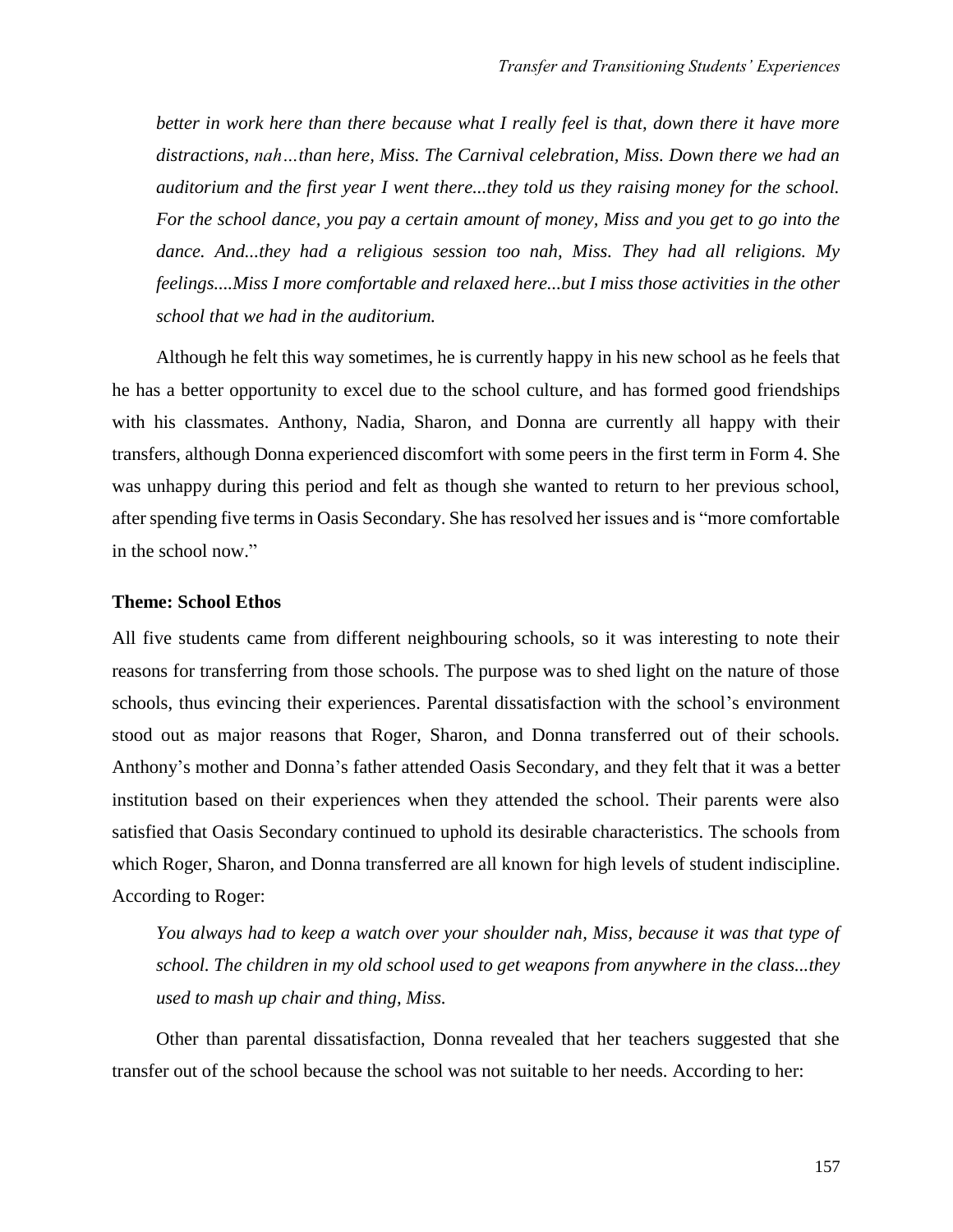*better in work here than there because what I really feel is that, down there it have more distractions, nah…than here, Miss. The Carnival celebration, Miss. Down there we had an auditorium and the first year I went there...they told us they raising money for the school. For the school dance, you pay a certain amount of money, Miss and you get to go into the dance. And...they had a religious session too nah, Miss. They had all religions. My feelings....Miss I more comfortable and relaxed here...but I miss those activities in the other school that we had in the auditorium.*

Although he felt this way sometimes, he is currently happy in his new school as he feels that he has a better opportunity to excel due to the school culture, and has formed good friendships with his classmates. Anthony, Nadia, Sharon, and Donna are currently all happy with their transfers, although Donna experienced discomfort with some peers in the first term in Form 4. She was unhappy during this period and felt as though she wanted to return to her previous school, after spending five terms in Oasis Secondary. She has resolved her issues and is "more comfortable in the school now."

### Theme: School Ethos

All five students came from different neighbouring schools, so it was interesting to note their reasons for transferring from those schools. The purpose was to shed light on the nature of those schools, thus evincing their experiences. Parental dissatisfaction with the school's environment stood out as major reasons that Roger, Sharon, and Donna transferred out of their schools. Anthony's mother and Donna's father attended Oasis Secondary, and they felt that it was a better institution based on their experiences when they attended the school. Their parents were also satisfied that Oasis Secondary continued to uphold its desirable characteristics. The schools from which Roger, Sharon, and Donna transferred are all known for high levels of student indiscipline. According to Roger:

*You always had to keep a watch over your shoulder nah, Miss, because it was that type of school. The children in my old school used to get weapons from anywhere in the class...they used to mash up chair and thing, Miss.*

Other than parental dissatisfaction, Donna revealed that her teachers suggested that she transfer out of the school because the school was not suitable to her needs. According to her: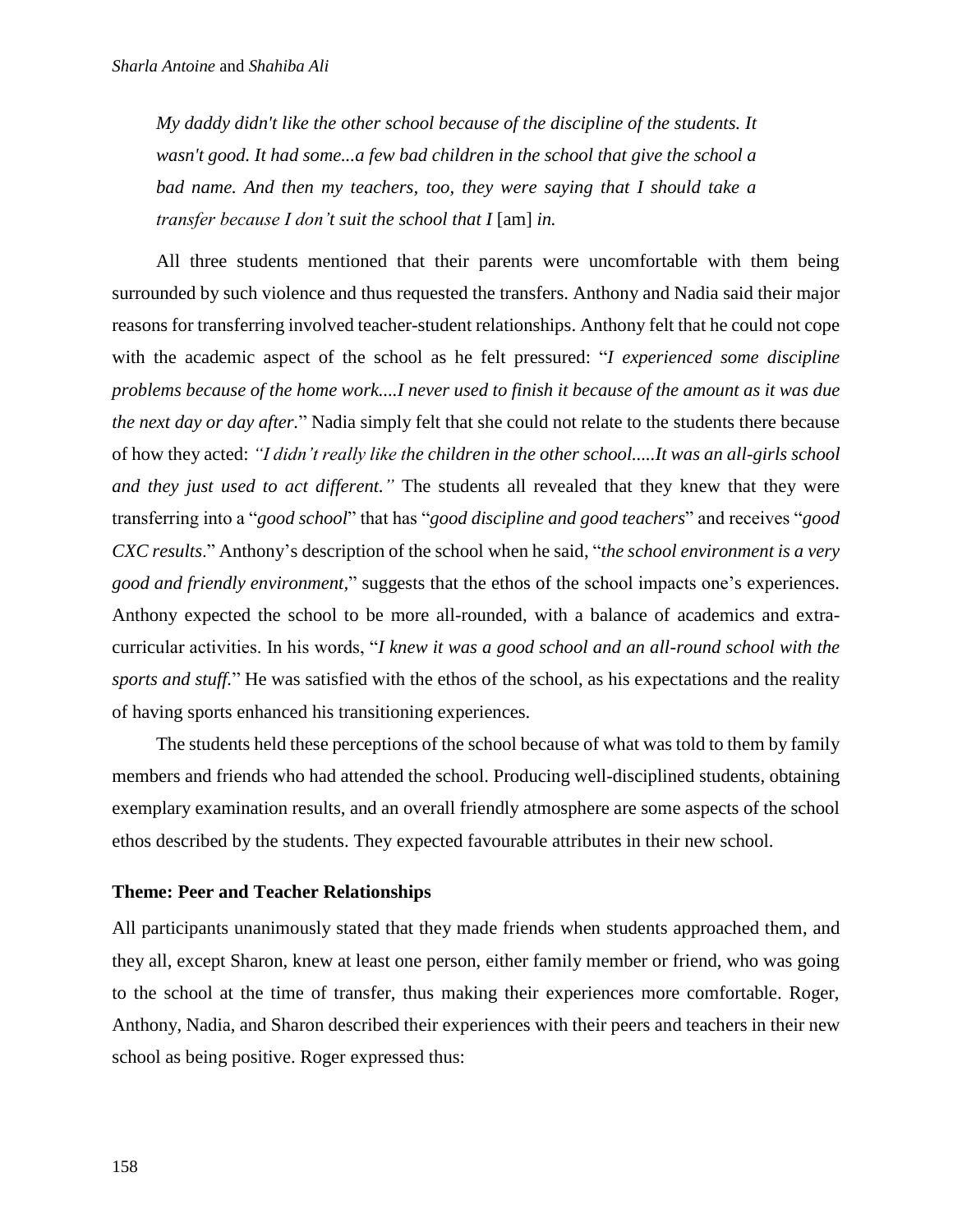*My daddy didn't like the other school because of the discipline of the students. It wasn't good. It had some...a few bad children in the school that give the school a bad name. And then my teachers, too, they were saying that I should take a transfer because I don't suit the school that I* [am] *in.*

All three students mentioned that their parents were uncomfortable with them being surrounded by such violence and thus requested the transfers. Anthony and Nadia said their major reasons for transferring involved teacher-student relationships. Anthony felt that he could not cope with the academic aspect of the school as he felt pressured: "*I experienced some discipline problems because of the home work....I never used to finish it because of the amount as it was due the next day or day after.*" Nadia simply felt that she could not relate to the students there because of how they acted: *"I didn't really like the children in the other school.....It was an all-girls school and they just used to act different."* The students all revealed that they knew that they were transferring into a "*good school*" that has "*good discipline and good teachers*" and receives "*good CXC results*." Anthony's description of the school when he said, "*the school environment is a very good and friendly environment*," suggests that the ethos of the school impacts one's experiences. Anthony expected the school to be more all-rounded, with a balance of academics and extra-curricular activities. In his words, "*I knew it was a good school and an all-round school with the sports and stuff.*" He was satisfied with the ethos of the school, as his expectations and the reality of having sports enhanced his transitioning experiences.

The students held these perceptions of the school because of what was told to them by family members and friends who had attended the school. Producing well-disciplined students, obtaining exemplary examination results, and an overall friendly atmosphere are some aspects of the school ethos described by the students. They expected favourable attributes in their new school.

**Theme: Peer and Teacher Relationships**

All participants unanimously stated that they made friends when students approached them, and they all, except Sharon, knew at least one person, either family member or friend, who was going to the school at the time of transfer, thus making their experiences more comfortable. Roger, Anthony, Nadia, and Sharon described their experiences with their peers and teachers in their new school as being positive. Roger expressed thus: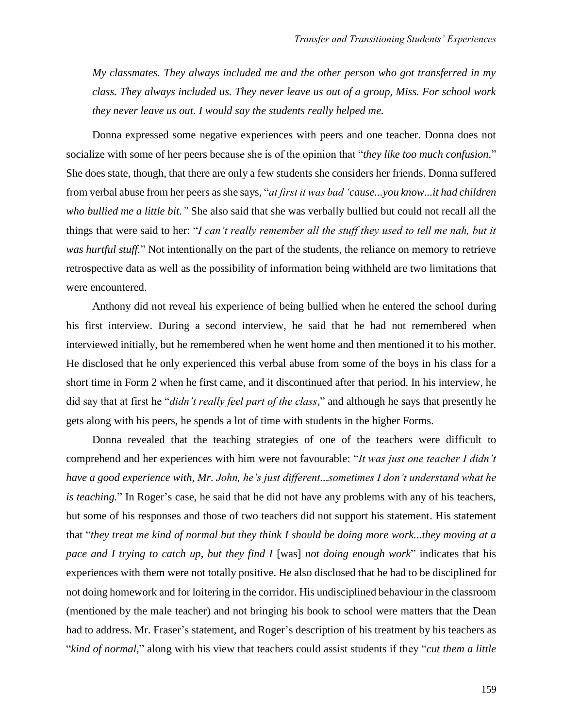*My classmates. They always included me and the other person who got transferred in my class. They always included us. They never leave us out of a group, Miss. For school work they never leave us out. I would say the students really helped me.*

Donna expressed some negative experiences with peers and one teacher. Donna does not socialize with some of her peers because she is of the opinion that "*they like too much confusion.*" She does state, though, that there are only a few students she considers her friends. Donna suffered from verbal abuse from her peers as she says, "*at first it was bad 'cause...you know...it had children who bullied me a little bit.*" She also said that she was verbally bullied but could not recall all the things that were said to her: "*I can't really remember all the stuff they used to tell me nah, but it was hurtful stuff.*" Not intentionally on the part of the students, the reliance on memory to retrieve retrospective data as well as the possibility of information being withheld are two limitations that were encountered.

Anthony did not reveal his experience of being bullied when he entered the school during his first interview. During a second interview, he said that he had not remembered when interviewed initially, but he remembered when he went home and then mentioned it to his mother. He disclosed that he only experienced this verbal abuse from some of the boys in his class for a short time in Form 2 when he first came, and it discontinued after that period. In his interview, he did say that at first he "*didn't really feel part of the class*," and although he says that presently he gets along with his peers, he spends a lot of time with students in the higher Forms.

Donna revealed that the teaching strategies of one of the teachers were difficult to comprehend and her experiences with him were not favourable: "*It was just one teacher I didn't have a good experience with, Mr. John, he's just different...sometimes I don't understand what he is teaching.*" In Roger's case, he said that he did not have any problems with any of his teachers, but some of his responses and those of two teachers did not support his statement. His statement that "*they treat me kind of normal but they think I should be doing more work...they moving at a pace and I trying to catch up, but they find I* [was] *not doing enough work*" indicates that his experiences with them were not totally positive. He also disclosed that he had to be disciplined for not doing homework and for loitering in the corridor. His undisciplined behaviour in the classroom (mentioned by the male teacher) and not bringing his book to school were matters that the Dean had to address. Mr. Fraser's statement, and Roger's description of his treatment by his teachers as "*kind of normal*," along with his view that teachers could assist students if they "*cut them a little*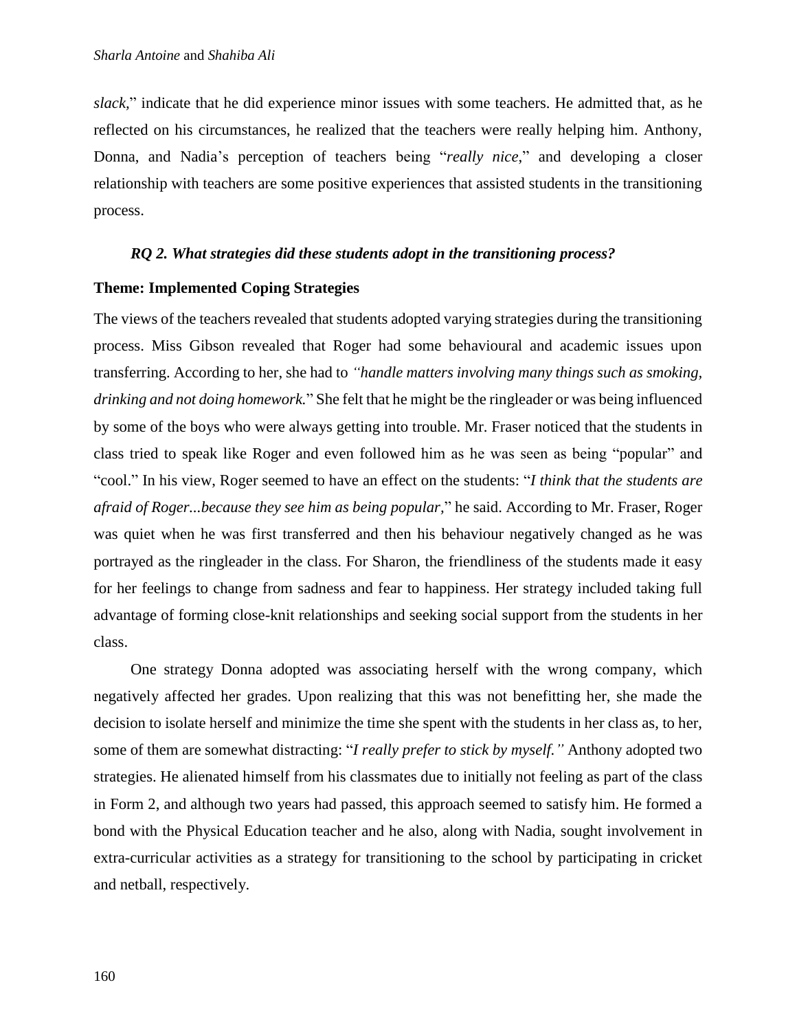*slack,*" indicate that he did experience minor issues with some teachers. He admitted that, as he reflected on his circumstances, he realized that the teachers were really helping him. Anthony, Donna, and Nadia's perception of teachers being "*really nice,*" and developing a closer relationship with teachers are some positive experiences that assisted students in the transitioning process.

***RQ 2. What strategies did these students adopt in the transitioning process?***

**Theme: Implemented Coping Strategies**

The views of the teachers revealed that students adopted varying strategies during the transitioning process. Miss Gibson revealed that Roger had some behavioural and academic issues upon transferring. According to her, she had to *"handle matters involving many things such as smoking, drinking and not doing homework.*" She felt that he might be the ringleader or was being influenced by some of the boys who were always getting into trouble. Mr. Fraser noticed that the students in class tried to speak like Roger and even followed him as he was seen as being "popular" and "cool." In his view, Roger seemed to have an effect on the students: "*I think that the students are afraid of Roger...because they see him as being popular,*" he said. According to Mr. Fraser, Roger was quiet when he was first transferred and then his behaviour negatively changed as he was portrayed as the ringleader in the class. For Sharon, the friendliness of the students made it easy for her feelings to change from sadness and fear to happiness. Her strategy included taking full advantage of forming close-knit relationships and seeking social support from the students in her class.

One strategy Donna adopted was associating herself with the wrong company, which negatively affected her grades. Upon realizing that this was not benefitting her, she made the decision to isolate herself and minimize the time she spent with the students in her class as, to her, some of them are somewhat distracting: "*I really prefer to stick by myself."* Anthony adopted two strategies. He alienated himself from his classmates due to initially not feeling as part of the class in Form 2, and although two years had passed, this approach seemed to satisfy him. He formed a bond with the Physical Education teacher and he also, along with Nadia, sought involvement in extra-curricular activities as a strategy for transitioning to the school by participating in cricket and netball, respectively.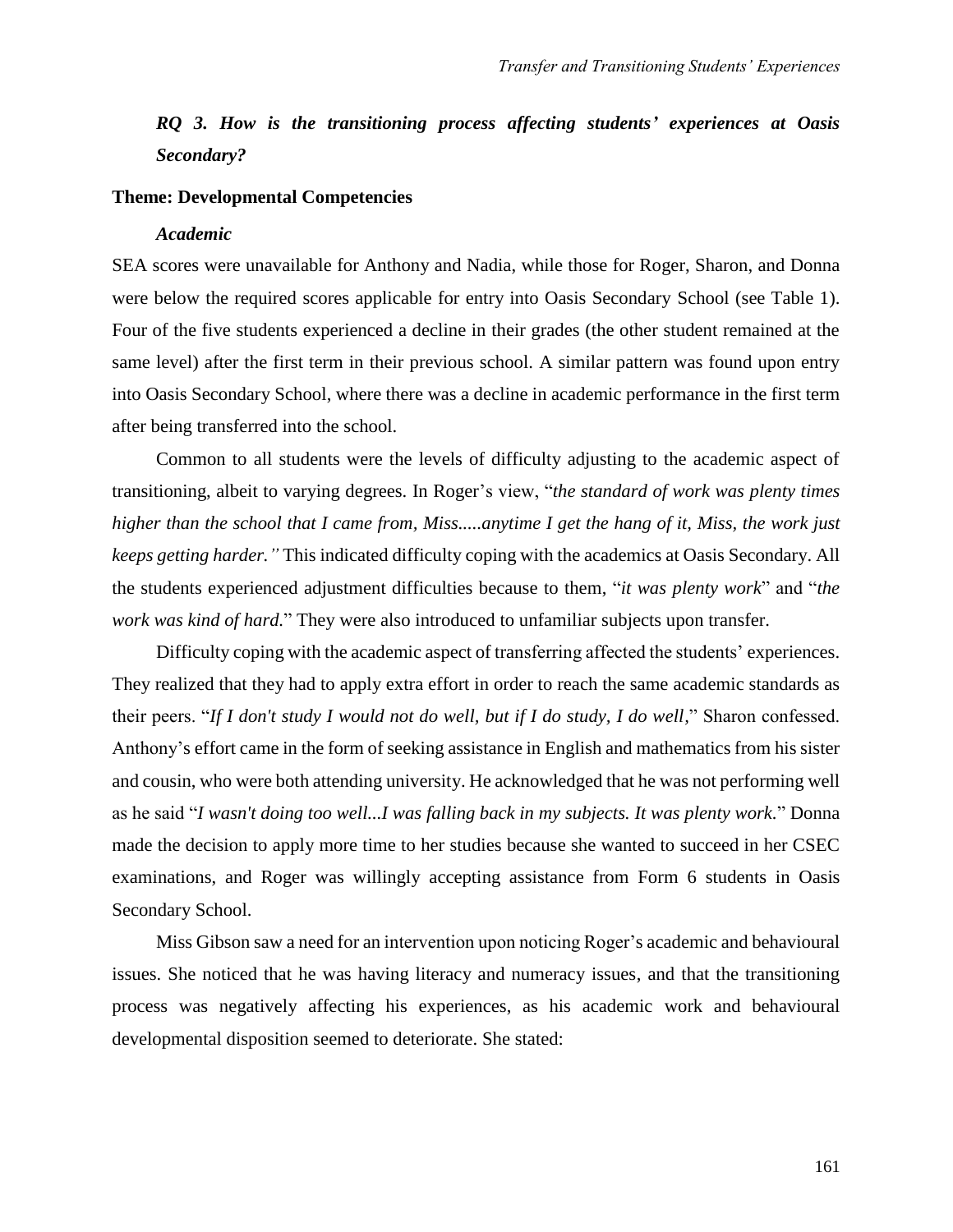### *RQ 3. How is the transitioning process affecting students' experiences at Oasis Secondary?*

**Theme: Developmental Competencies**

***Academic***

SEA scores were unavailable for Anthony and Nadia, while those for Roger, Sharon, and Donna were below the required scores applicable for entry into Oasis Secondary School (see Table 1). Four of the five students experienced a decline in their grades (the other student remained at the same level) after the first term in their previous school. A similar pattern was found upon entry into Oasis Secondary School, where there was a decline in academic performance in the first term after being transferred into the school.

Common to all students were the levels of difficulty adjusting to the academic aspect of transitioning, albeit to varying degrees. In Roger's view, "*the standard of work was plenty times higher than the school that I came from, Miss.....anytime I get the hang of it, Miss, the work just keeps getting harder."* This indicated difficulty coping with the academics at Oasis Secondary. All the students experienced adjustment difficulties because to them, "*it was plenty work*" and "*the work was kind of hard.*" They were also introduced to unfamiliar subjects upon transfer.

Difficulty coping with the academic aspect of transferring affected the students' experiences. They realized that they had to apply extra effort in order to reach the same academic standards as their peers. "*If I don't study I would not do well, but if I do study, I do well,*" Sharon confessed. Anthony's effort came in the form of seeking assistance in English and mathematics from his sister and cousin, who were both attending university. He acknowledged that he was not performing well as he said "*I wasn't doing too well...I was falling back in my subjects. It was plenty work.*" Donna made the decision to apply more time to her studies because she wanted to succeed in her CSEC examinations, and Roger was willingly accepting assistance from Form 6 students in Oasis Secondary School.

Miss Gibson saw a need for an intervention upon noticing Roger's academic and behavioural issues. She noticed that he was having literacy and numeracy issues, and that the transitioning process was negatively affecting his experiences, as his academic work and behavioural developmental disposition seemed to deteriorate. She stated: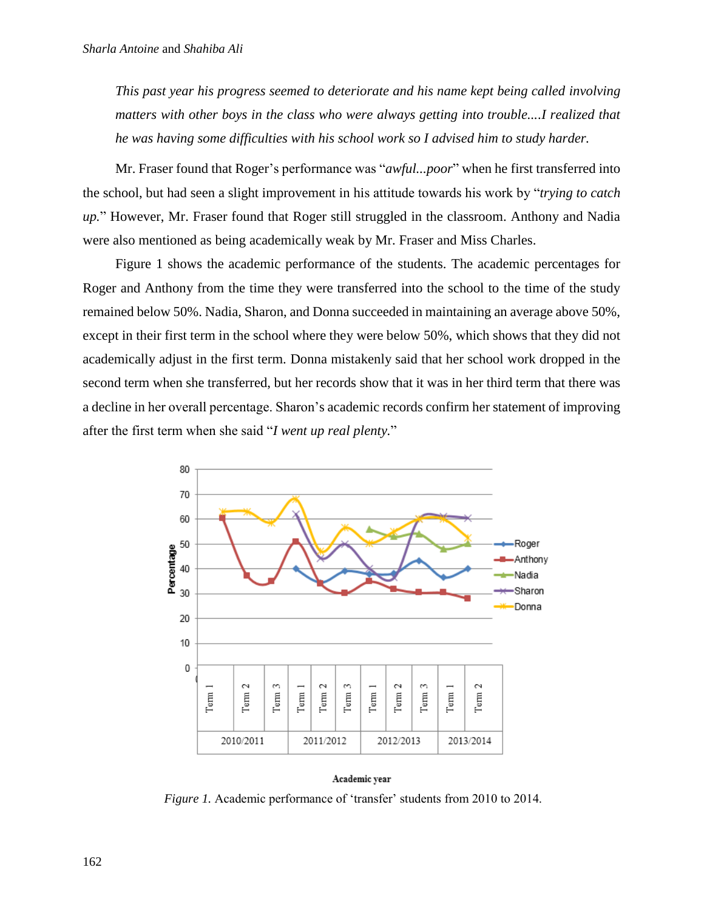*This past year his progress seemed to deteriorate and his name kept being called involving matters with other boys in the class who were always getting into trouble....I realized that he was having some difficulties with his school work so I advised him to study harder.*

Mr. Fraser found that Roger's performance was "*awful...poor*" when he first transferred into the school, but had seen a slight improvement in his attitude towards his work by "*trying to catch up.*" However, Mr. Fraser found that Roger still struggled in the classroom. Anthony and Nadia were also mentioned as being academically weak by Mr. Fraser and Miss Charles.

Figure 1 shows the academic performance of the students. The academic percentages for Roger and Anthony from the time they were transferred into the school to the time of the study remained below 50%. Nadia, Sharon, and Donna succeeded in maintaining an average above 50%, except in their first term in the school where they were below 50%, which shows that they did not academically adjust in the first term. Donna mistakenly said that her school work dropped in the second term when she transferred, but her records show that it was in her third term that there was a decline in her overall percentage. Sharon's academic records confirm her statement of improving after the first term when she said "*I went up real plenty.*"

*Figure 1.* Academic performance of 'transfer' students from 2010 to 2014.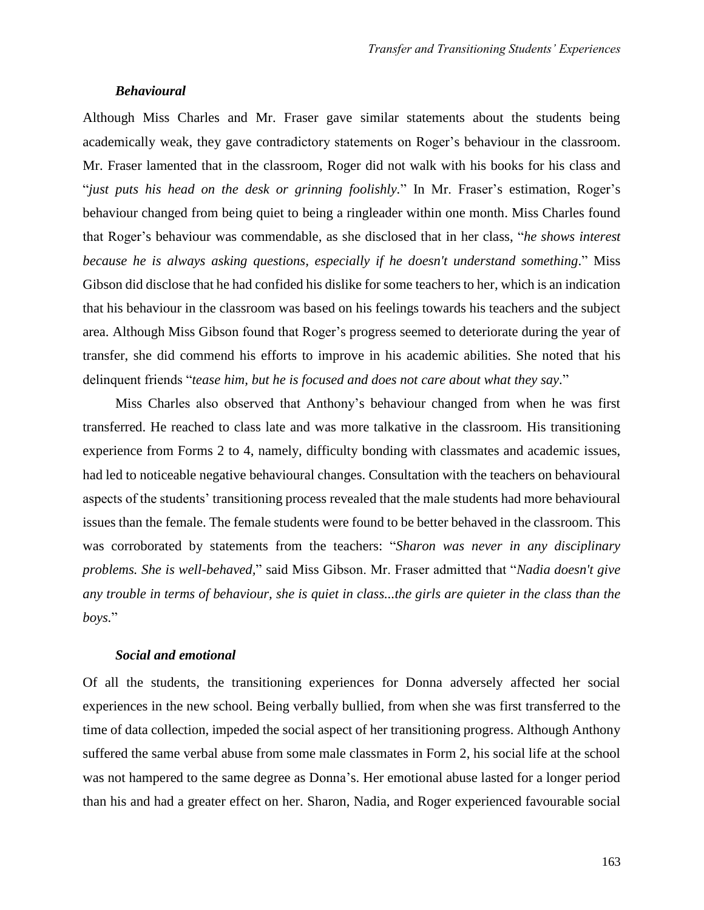### *Behavioural*

Although Miss Charles and Mr. Fraser gave similar statements about the students being academically weak, they gave contradictory statements on Roger's behaviour in the classroom. Mr. Fraser lamented that in the classroom, Roger did not walk with his books for his class and "*just puts his head on the desk or grinning foolishly*." In Mr. Fraser's estimation, Roger's behaviour changed from being quiet to being a ringleader within one month. Miss Charles found that Roger's behaviour was commendable, as she disclosed that in her class, "*he shows interest because he is always asking questions, especially if he doesn't understand something*." Miss Gibson did disclose that he had confided his dislike for some teachers to her, which is an indication that his behaviour in the classroom was based on his feelings towards his teachers and the subject area. Although Miss Gibson found that Roger's progress seemed to deteriorate during the year of transfer, she did commend his efforts to improve in his academic abilities. She noted that his delinquent friends "*tease him, but he is focused and does not care about what they say*."

Miss Charles also observed that Anthony's behaviour changed from when he was first transferred. He reached to class late and was more talkative in the classroom. His transitioning experience from Forms 2 to 4, namely, difficulty bonding with classmates and academic issues, had led to noticeable negative behavioural changes. Consultation with the teachers on behavioural aspects of the students' transitioning process revealed that the male students had more behavioural issues than the female. The female students were found to be better behaved in the classroom. This was corroborated by statements from the teachers: "*Sharon was never in any disciplinary problems. She is well-behaved,*" said Miss Gibson. Mr. Fraser admitted that "*Nadia doesn't give any trouble in terms of behaviour, she is quiet in class...the girls are quieter in the class than the boys.*"

### *Social and emotional*

Of all the students, the transitioning experiences for Donna adversely affected her social experiences in the new school. Being verbally bullied, from when she was first transferred to the time of data collection, impeded the social aspect of her transitioning progress. Although Anthony suffered the same verbal abuse from some male classmates in Form 2, his social life at the school was not hampered to the same degree as Donna's. Her emotional abuse lasted for a longer period than his and had a greater effect on her. Sharon, Nadia, and Roger experienced favourable social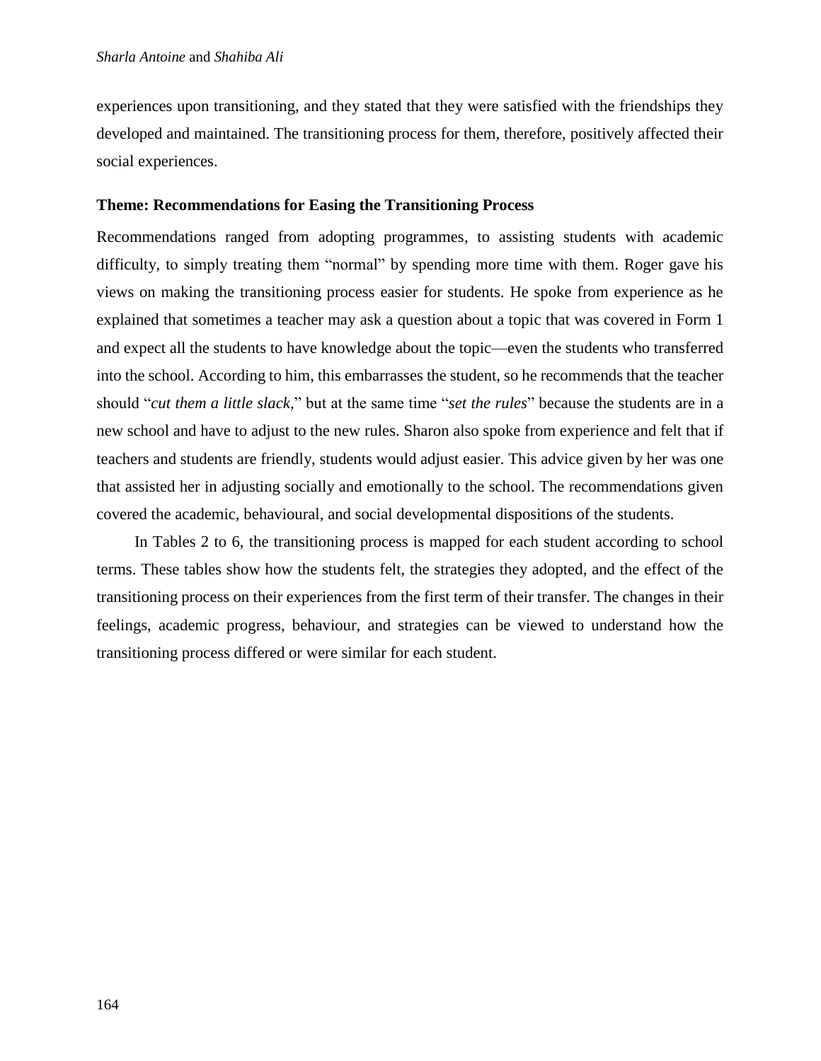experiences upon transitioning, and they stated that they were satisfied with the friendships they developed and maintained. The transitioning process for them, therefore, positively affected their social experiences.

### Theme: Recommendations for Easing the Transitioning Process

Recommendations ranged from adopting programmes, to assisting students with academic difficulty, to simply treating them "normal" by spending more time with them. Roger gave his views on making the transitioning process easier for students. He spoke from experience as he explained that sometimes a teacher may ask a question about a topic that was covered in Form 1 and expect all the students to have knowledge about the topic—even the students who transferred into the school. According to him, this embarrasses the student, so he recommends that the teacher should "*cut them a little slack,*" but at the same time "*set the rules*" because the students are in a new school and have to adjust to the new rules. Sharon also spoke from experience and felt that if teachers and students are friendly, students would adjust easier. This advice given by her was one that assisted her in adjusting socially and emotionally to the school. The recommendations given covered the academic, behavioural, and social developmental dispositions of the students.

In Tables 2 to 6, the transitioning process is mapped for each student according to school terms. These tables show how the students felt, the strategies they adopted, and the effect of the transitioning process on their experiences from the first term of their transfer. The changes in their feelings, academic progress, behaviour, and strategies can be viewed to understand how the transitioning process differed or were similar for each student.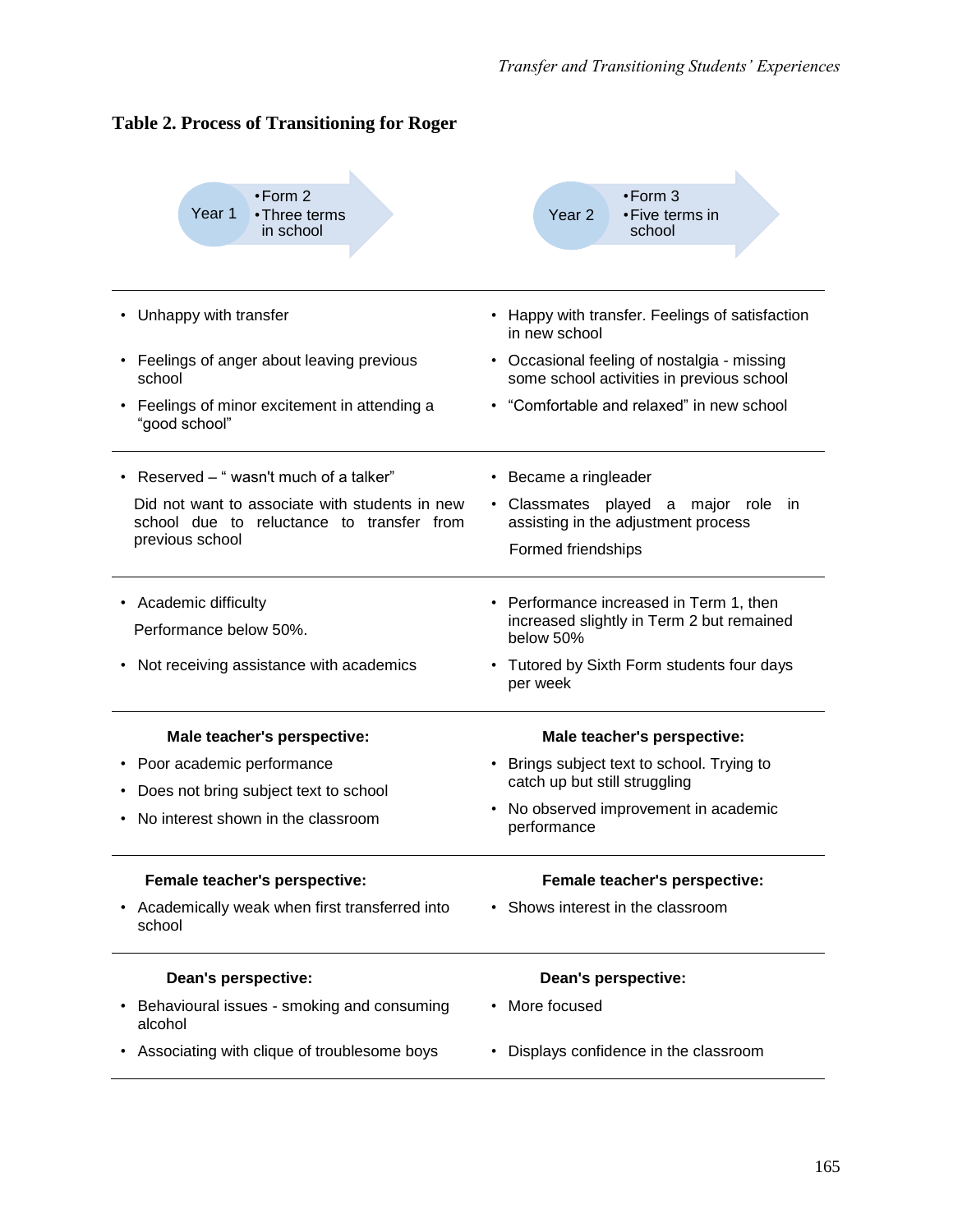**Table 2. Process of Transitioning for Roger**

| Year 1 • Form 2 • Three terms in school | Year 2 • Form 3 • Five terms in school |
|---|---|
| • Unhappy with transfer<br>• Feelings of anger about leaving previous school<br>• Feelings of minor excitement in attending a "good school" | • Happy with transfer. Feelings of satisfaction in new school<br>• Occasional feeling of nostalgia - missing some school activities in previous school<br>• "Comfortable and relaxed" in new school |
| • Reserved – " wasn't much of a talker"<br>Did not want to associate with students in new school due to reluctance to transfer from previous school | • Became a ringleader<br>• Classmates played a major role in assisting in the adjustment process<br>Formed friendships |
| • Academic difficulty<br>Performance below 50%.<br>• Not receiving assistance with academics | • Performance increased in Term 1, then increased slightly in Term 2 but remained below 50%<br>• Tutored by Sixth Form students four days per week |
| **Male teacher's perspective:**<br>• Poor academic performance<br>• Does not bring subject text to school<br>• No interest shown in the classroom | **Male teacher's perspective:**<br>• Brings subject text to school. Trying to catch up but still struggling<br>• No observed improvement in academic performance |
| **Female teacher's perspective:**<br>• Academically weak when first transferred into school | **Female teacher's perspective:**<br>• Shows interest in the classroom |
| **Dean's perspective:**<br>• Behavioural issues - smoking and consuming alcohol<br>• Associating with clique of troublesome boys | **Dean's perspective:**<br>• More focused<br>• Displays confidence in the classroom |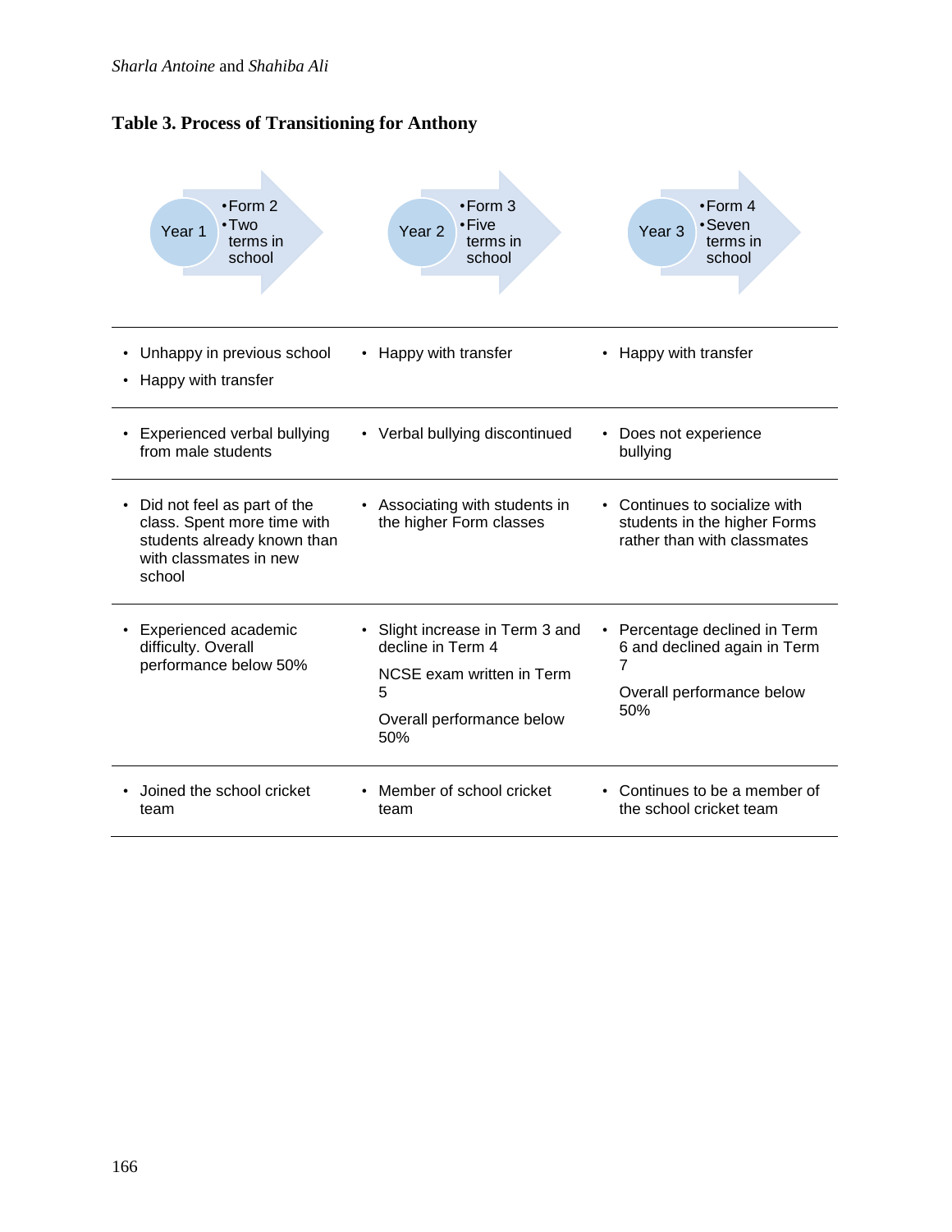**Table 3. Process of Transitioning for Anthony**

| Year 1 • Form 2 • Two terms in school | Year 2 • Form 3 • Five terms in school | Year 3 • Form 4 • Seven terms in school |
|---|---|---|
| • Unhappy in previous school<br>• Happy with transfer | • Happy with transfer | • Happy with transfer |
| • Experienced verbal bullying from male students | • Verbal bullying discontinued | • Does not experience bullying |
| • Did not feel as part of the class. Spent more time with students already known than with classmates in new school | • Associating with students in the higher Form classes | • Continues to socialize with students in the higher Forms rather than with classmates |
| • Experienced academic difficulty. Overall performance below 50% | • Slight increase in Term 3 and decline in Term 4<br>NCSE exam written in Term 5<br>Overall performance below 50% | • Percentage declined in Term 6 and declined again in Term 7<br>Overall performance below 50% |
| • Joined the school cricket team | • Member of school cricket team | • Continues to be a member of the school cricket team |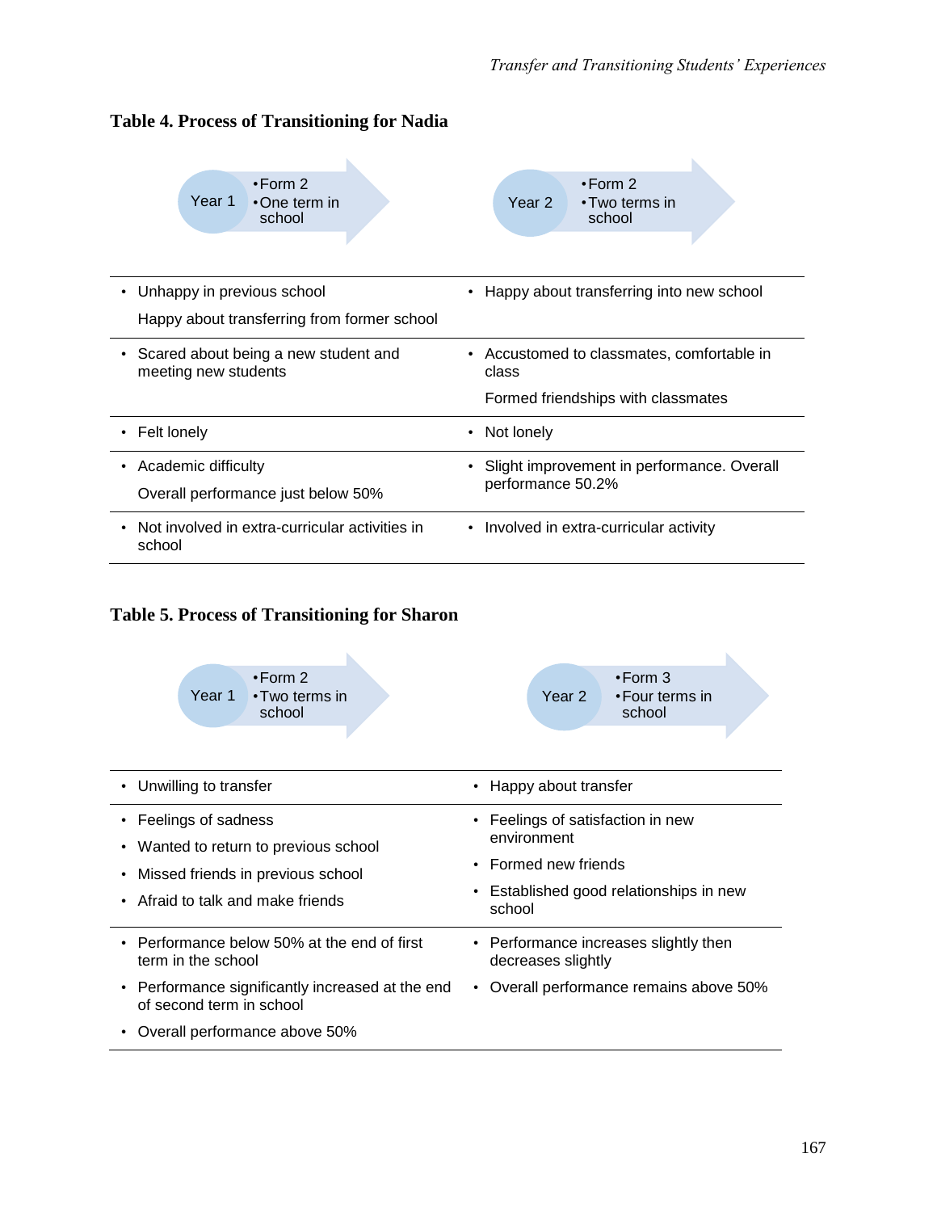**Table 4. Process of Transitioning for Nadia**

| Year 1<br>• Form 2<br>• One term in school | Year 2<br>• Form 2<br>• Two terms in school |
|---|---|
| • Unhappy in previous school<br>Happy about transferring from former school | • Happy about transferring into new school |
| • Scared about being a new student and meeting new students | • Accustomed to classmates, comfortable in class<br>Formed friendships with classmates |
| • Felt lonely | • Not lonely |
| • Academic difficulty<br>Overall performance just below 50% | • Slight improvement in performance. Overall performance 50.2% |
| • Not involved in extra-curricular activities in school | • Involved in extra-curricular activity |

**Table 5. Process of Transitioning for Sharon**

| Year 1<br>• Form 2<br>• Two terms in school | Year 2<br>• Form 3<br>• Four terms in school |
|---|---|
| • Unwilling to transfer | • Happy about transfer |
| • Feelings of sadness<br>• Wanted to return to previous school<br>• Missed friends in previous school<br>• Afraid to talk and make friends | • Feelings of satisfaction in new environment<br>• Formed new friends<br>• Established good relationships in new school |
| • Performance below 50% at the end of first term in the school<br>• Performance significantly increased at the end of second term in school<br>• Overall performance above 50% | • Performance increases slightly then decreases slightly<br>• Overall performance remains above 50% |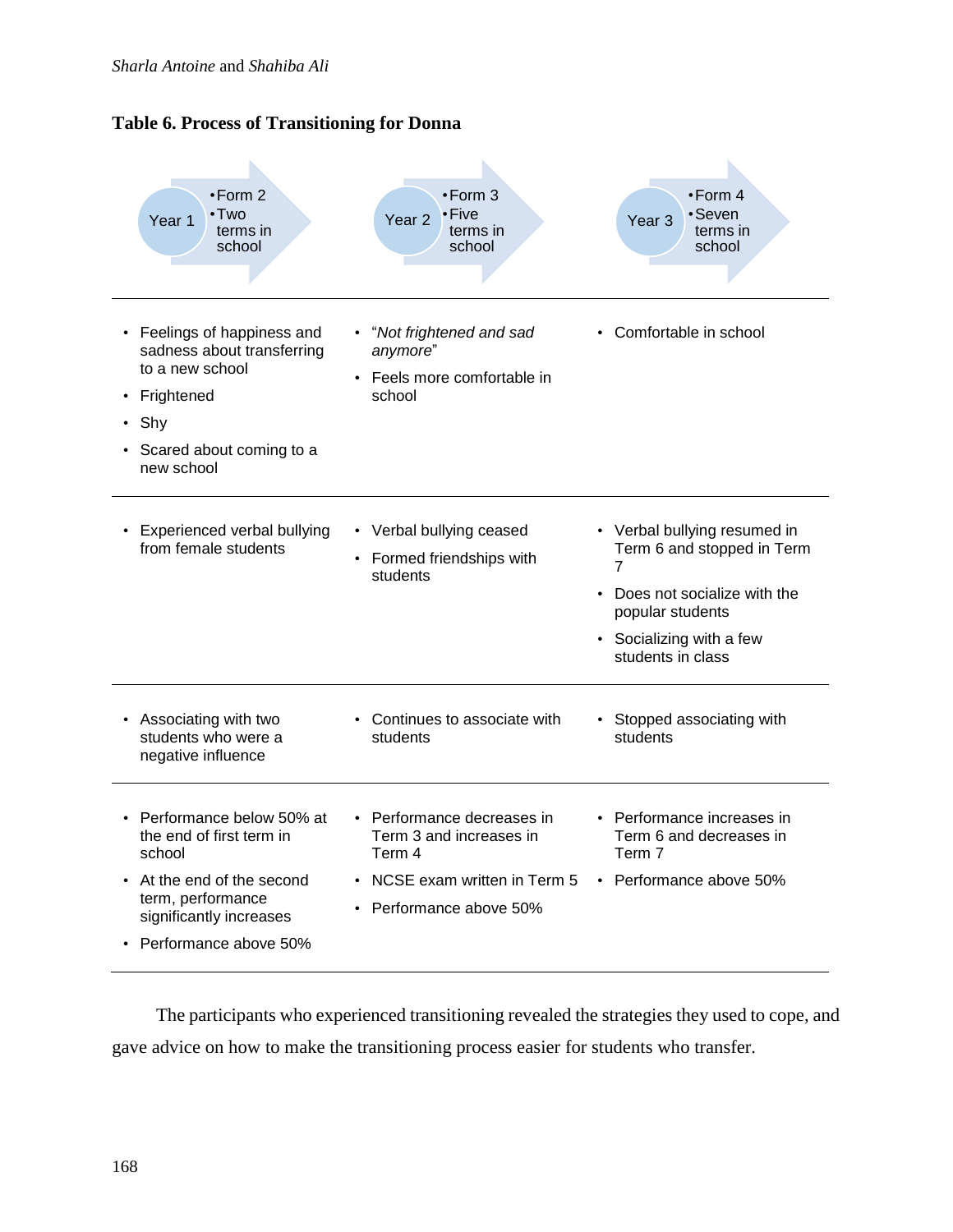**Table 6. Process of Transitioning for Donna**

| Year 1 • Form 2 • Two terms in school | Year 2 • Form 3 • Five terms in school | Year 3 • Form 4 • Seven terms in school |
|---|---|---|
| • Feelings of happiness and sadness about transferring to a new school<br>• Frightened<br>• Shy<br>• Scared about coming to a new school | • "*Not frightened and sad anymore*"<br>• Feels more comfortable in school | • Comfortable in school |
| • Experienced verbal bullying from female students | • Verbal bullying ceased<br>• Formed friendships with students | • Verbal bullying resumed in Term 6 and stopped in Term 7<br>• Does not socialize with the popular students<br>• Socializing with a few students in class |
| • Associating with two students who were a negative influence | • Continues to associate with students | • Stopped associating with students |
| • Performance below 50% at the end of first term in school<br>• At the end of the second term, performance significantly increases<br>• Performance above 50% | • Performance decreases in Term 3 and increases in Term 4<br>• NCSE exam written in Term 5<br>• Performance above 50% | • Performance increases in Term 6 and decreases in Term 7<br>• Performance above 50% |

The participants who experienced transitioning revealed the strategies they used to cope, and gave advice on how to make the transitioning process easier for students who transfer.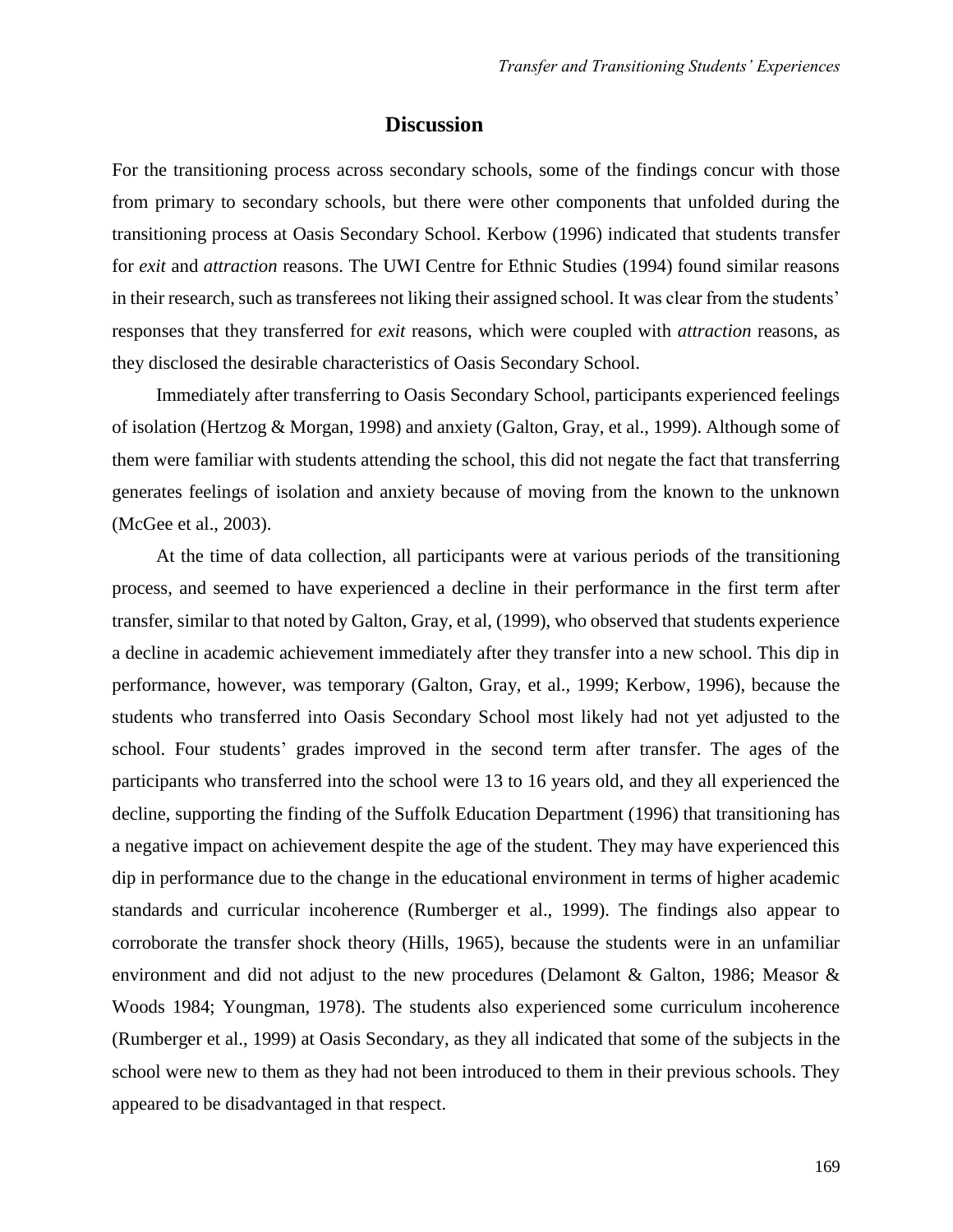## Discussion

For the transitioning process across secondary schools, some of the findings concur with those from primary to secondary schools, but there were other components that unfolded during the transitioning process at Oasis Secondary School. Kerbow (1996) indicated that students transfer for *exit* and *attraction* reasons. The UWI Centre for Ethnic Studies (1994) found similar reasons in their research, such as transferees not liking their assigned school. It was clear from the students' responses that they transferred for *exit* reasons, which were coupled with *attraction* reasons, as they disclosed the desirable characteristics of Oasis Secondary School.

Immediately after transferring to Oasis Secondary School, participants experienced feelings of isolation (Hertzog & Morgan, 1998) and anxiety (Galton, Gray, et al., 1999). Although some of them were familiar with students attending the school, this did not negate the fact that transferring generates feelings of isolation and anxiety because of moving from the known to the unknown (McGee et al., 2003).

At the time of data collection, all participants were at various periods of the transitioning process, and seemed to have experienced a decline in their performance in the first term after transfer, similar to that noted by Galton, Gray, et al, (1999), who observed that students experience a decline in academic achievement immediately after they transfer into a new school. This dip in performance, however, was temporary (Galton, Gray, et al., 1999; Kerbow, 1996), because the students who transferred into Oasis Secondary School most likely had not yet adjusted to the school. Four students' grades improved in the second term after transfer. The ages of the participants who transferred into the school were 13 to 16 years old, and they all experienced the decline, supporting the finding of the Suffolk Education Department (1996) that transitioning has a negative impact on achievement despite the age of the student. They may have experienced this dip in performance due to the change in the educational environment in terms of higher academic standards and curricular incoherence (Rumberger et al., 1999). The findings also appear to corroborate the transfer shock theory (Hills, 1965), because the students were in an unfamiliar environment and did not adjust to the new procedures (Delamont & Galton, 1986; Measor & Woods 1984; Youngman, 1978). The students also experienced some curriculum incoherence (Rumberger et al., 1999) at Oasis Secondary, as they all indicated that some of the subjects in the school were new to them as they had not been introduced to them in their previous schools. They appeared to be disadvantaged in that respect.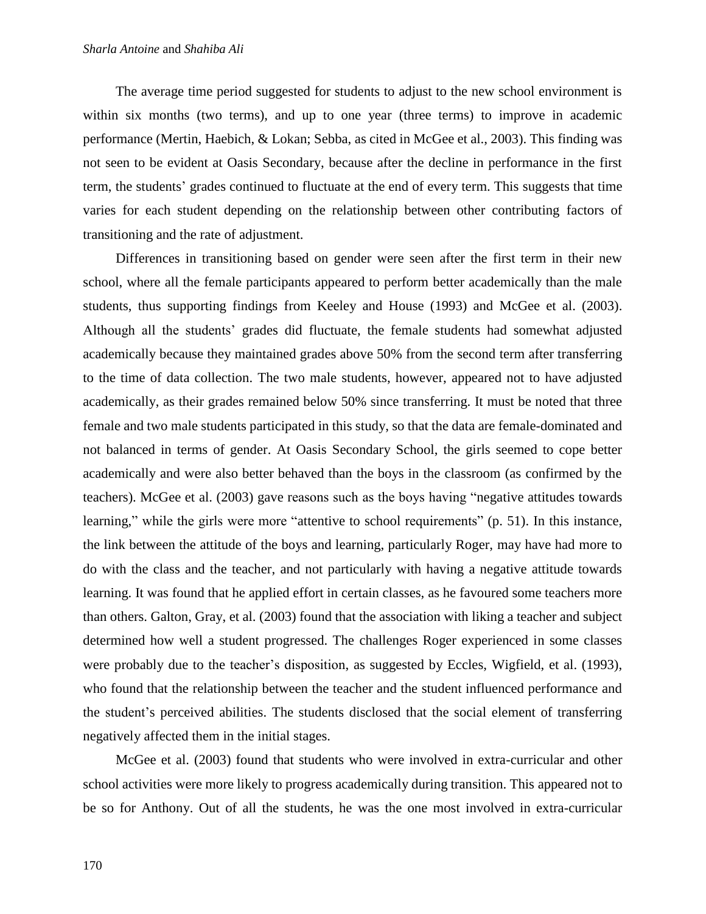The average time period suggested for students to adjust to the new school environment is within six months (two terms), and up to one year (three terms) to improve in academic performance (Mertin, Haebich, & Lokan; Sebba, as cited in McGee et al., 2003). This finding was not seen to be evident at Oasis Secondary, because after the decline in performance in the first term, the students' grades continued to fluctuate at the end of every term. This suggests that time varies for each student depending on the relationship between other contributing factors of transitioning and the rate of adjustment.

Differences in transitioning based on gender were seen after the first term in their new school, where all the female participants appeared to perform better academically than the male students, thus supporting findings from Keeley and House (1993) and McGee et al. (2003). Although all the students' grades did fluctuate, the female students had somewhat adjusted academically because they maintained grades above 50% from the second term after transferring to the time of data collection. The two male students, however, appeared not to have adjusted academically, as their grades remained below 50% since transferring. It must be noted that three female and two male students participated in this study, so that the data are female-dominated and not balanced in terms of gender. At Oasis Secondary School, the girls seemed to cope better academically and were also better behaved than the boys in the classroom (as confirmed by the teachers). McGee et al. (2003) gave reasons such as the boys having "negative attitudes towards learning," while the girls were more "attentive to school requirements" (p. 51). In this instance, the link between the attitude of the boys and learning, particularly Roger, may have had more to do with the class and the teacher, and not particularly with having a negative attitude towards learning. It was found that he applied effort in certain classes, as he favoured some teachers more than others. Galton, Gray, et al. (2003) found that the association with liking a teacher and subject determined how well a student progressed. The challenges Roger experienced in some classes were probably due to the teacher's disposition, as suggested by Eccles, Wigfield, et al. (1993), who found that the relationship between the teacher and the student influenced performance and the student's perceived abilities. The students disclosed that the social element of transferring negatively affected them in the initial stages.

McGee et al. (2003) found that students who were involved in extra-curricular and other school activities were more likely to progress academically during transition. This appeared not to be so for Anthony. Out of all the students, he was the one most involved in extra-curricular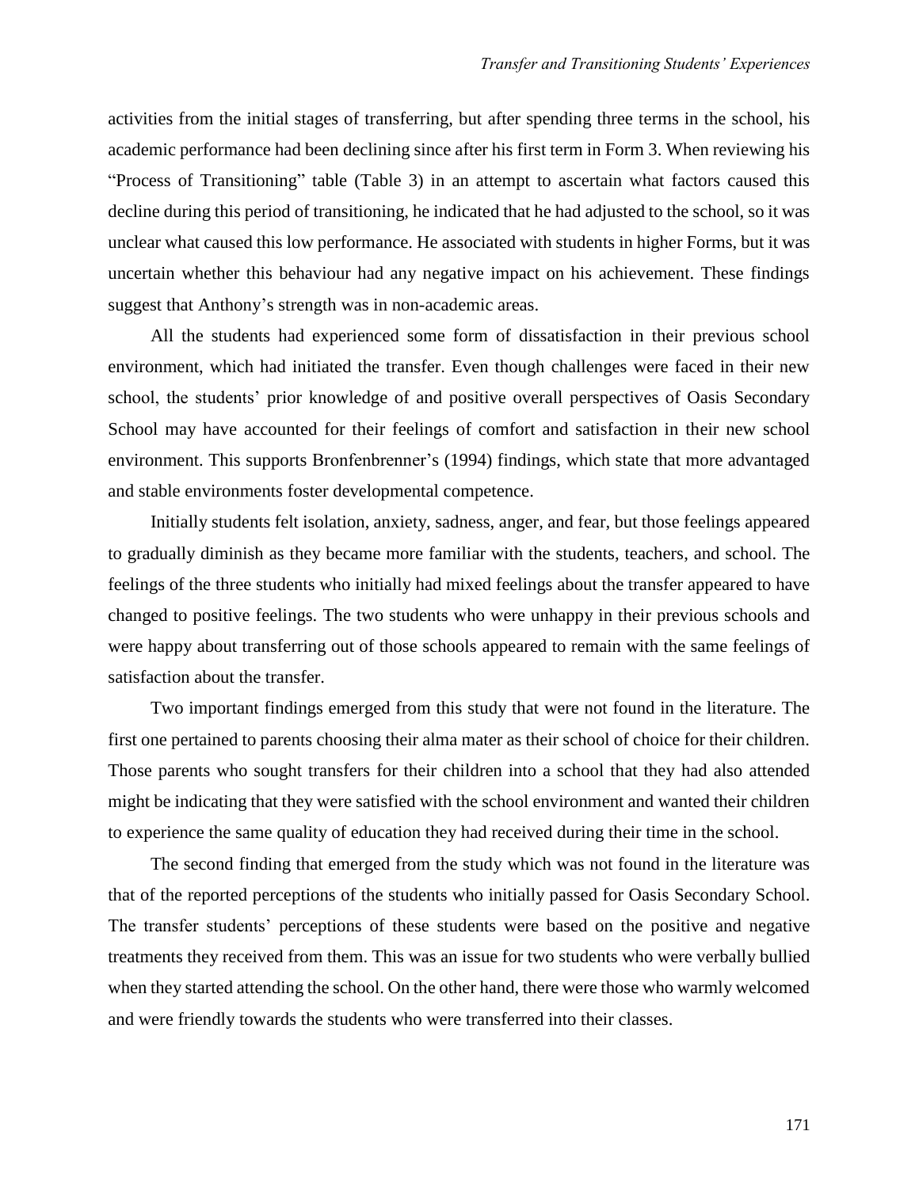activities from the initial stages of transferring, but after spending three terms in the school, his academic performance had been declining since after his first term in Form 3. When reviewing his "Process of Transitioning" table (Table 3) in an attempt to ascertain what factors caused this decline during this period of transitioning, he indicated that he had adjusted to the school, so it was unclear what caused this low performance. He associated with students in higher Forms, but it was uncertain whether this behaviour had any negative impact on his achievement. These findings suggest that Anthony's strength was in non-academic areas.

All the students had experienced some form of dissatisfaction in their previous school environment, which had initiated the transfer. Even though challenges were faced in their new school, the students' prior knowledge of and positive overall perspectives of Oasis Secondary School may have accounted for their feelings of comfort and satisfaction in their new school environment. This supports Bronfenbrenner's (1994) findings, which state that more advantaged and stable environments foster developmental competence.

Initially students felt isolation, anxiety, sadness, anger, and fear, but those feelings appeared to gradually diminish as they became more familiar with the students, teachers, and school. The feelings of the three students who initially had mixed feelings about the transfer appeared to have changed to positive feelings. The two students who were unhappy in their previous schools and were happy about transferring out of those schools appeared to remain with the same feelings of satisfaction about the transfer.

Two important findings emerged from this study that were not found in the literature. The first one pertained to parents choosing their alma mater as their school of choice for their children. Those parents who sought transfers for their children into a school that they had also attended might be indicating that they were satisfied with the school environment and wanted their children to experience the same quality of education they had received during their time in the school.

The second finding that emerged from the study which was not found in the literature was that of the reported perceptions of the students who initially passed for Oasis Secondary School. The transfer students' perceptions of these students were based on the positive and negative treatments they received from them. This was an issue for two students who were verbally bullied when they started attending the school. On the other hand, there were those who warmly welcomed and were friendly towards the students who were transferred into their classes.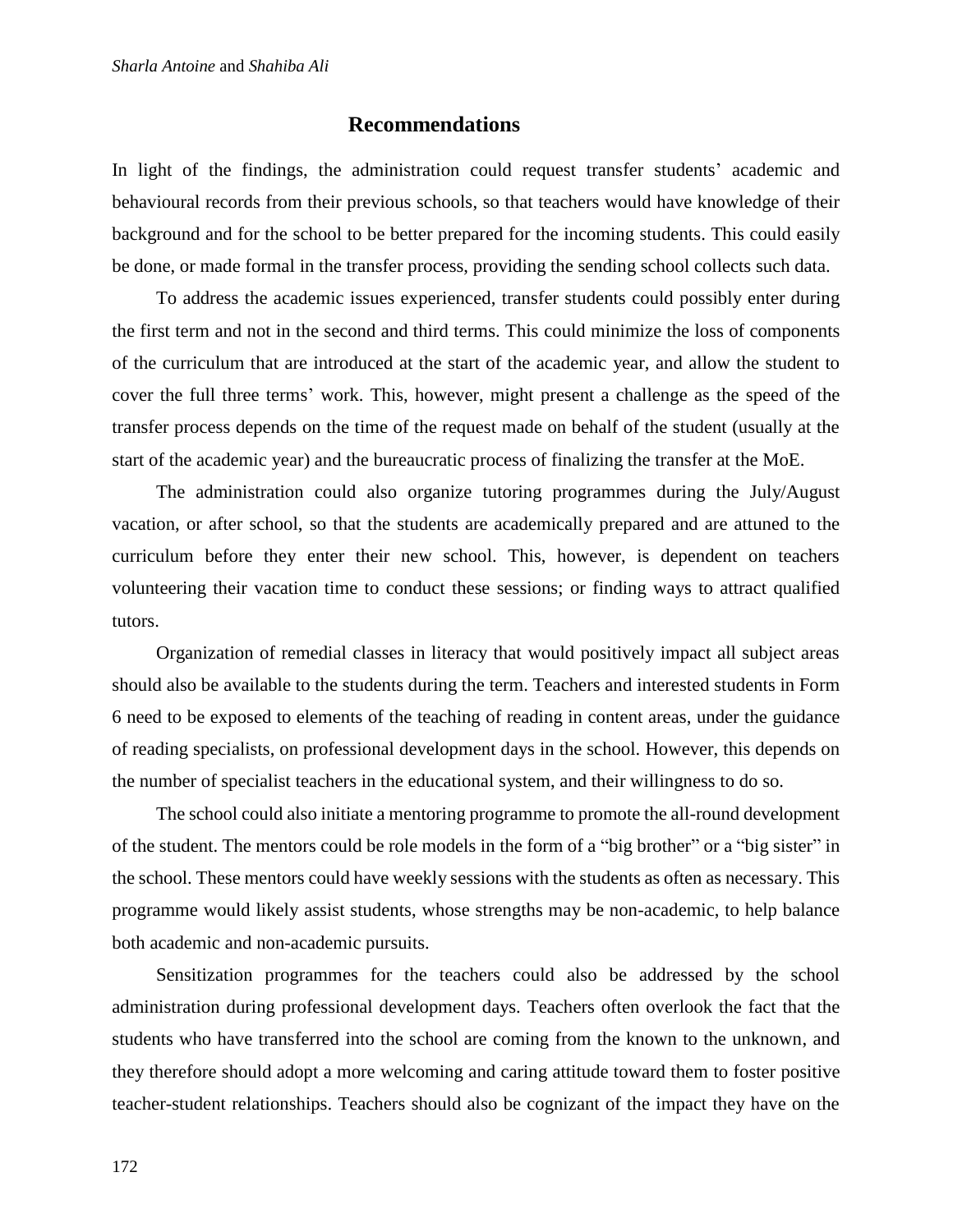## Recommendations

In light of the findings, the administration could request transfer students' academic and behavioural records from their previous schools, so that teachers would have knowledge of their background and for the school to be better prepared for the incoming students. This could easily be done, or made formal in the transfer process, providing the sending school collects such data.

To address the academic issues experienced, transfer students could possibly enter during the first term and not in the second and third terms. This could minimize the loss of components of the curriculum that are introduced at the start of the academic year, and allow the student to cover the full three terms' work. This, however, might present a challenge as the speed of the transfer process depends on the time of the request made on behalf of the student (usually at the start of the academic year) and the bureaucratic process of finalizing the transfer at the MoE.

The administration could also organize tutoring programmes during the July/August vacation, or after school, so that the students are academically prepared and are attuned to the curriculum before they enter their new school. This, however, is dependent on teachers volunteering their vacation time to conduct these sessions; or finding ways to attract qualified tutors.

Organization of remedial classes in literacy that would positively impact all subject areas should also be available to the students during the term. Teachers and interested students in Form 6 need to be exposed to elements of the teaching of reading in content areas, under the guidance of reading specialists, on professional development days in the school. However, this depends on the number of specialist teachers in the educational system, and their willingness to do so.

The school could also initiate a mentoring programme to promote the all-round development of the student. The mentors could be role models in the form of a "big brother" or a "big sister" in the school. These mentors could have weekly sessions with the students as often as necessary. This programme would likely assist students, whose strengths may be non-academic, to help balance both academic and non-academic pursuits.

Sensitization programmes for the teachers could also be addressed by the school administration during professional development days. Teachers often overlook the fact that the students who have transferred into the school are coming from the known to the unknown, and they therefore should adopt a more welcoming and caring attitude toward them to foster positive teacher-student relationships. Teachers should also be cognizant of the impact they have on the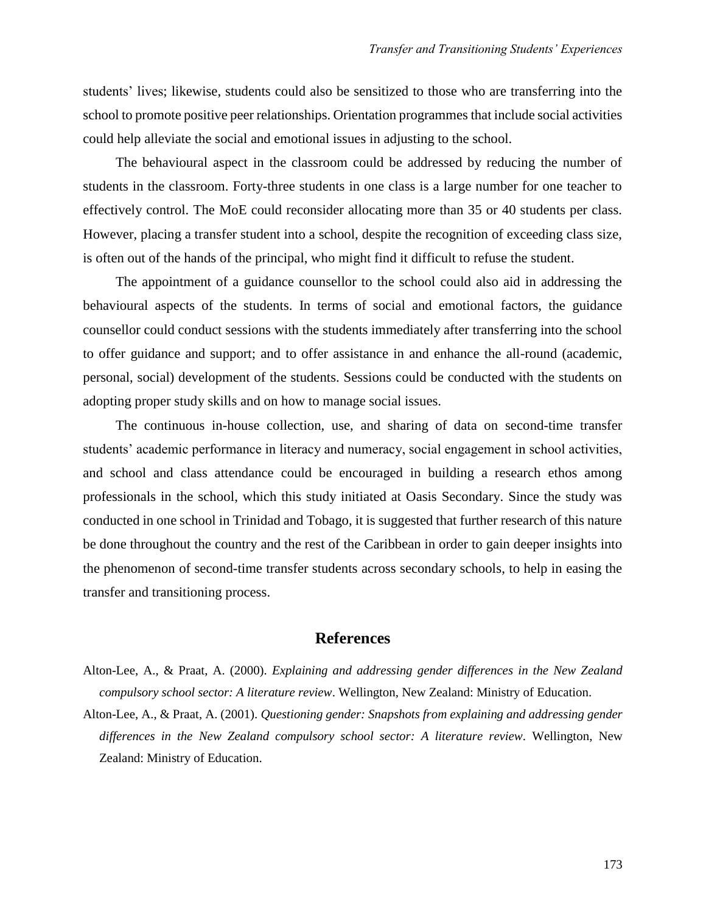students' lives; likewise, students could also be sensitized to those who are transferring into the school to promote positive peer relationships. Orientation programmes that include social activities could help alleviate the social and emotional issues in adjusting to the school.

The behavioural aspect in the classroom could be addressed by reducing the number of students in the classroom. Forty-three students in one class is a large number for one teacher to effectively control. The MoE could reconsider allocating more than 35 or 40 students per class. However, placing a transfer student into a school, despite the recognition of exceeding class size, is often out of the hands of the principal, who might find it difficult to refuse the student.

The appointment of a guidance counsellor to the school could also aid in addressing the behavioural aspects of the students. In terms of social and emotional factors, the guidance counsellor could conduct sessions with the students immediately after transferring into the school to offer guidance and support; and to offer assistance in and enhance the all-round (academic, personal, social) development of the students. Sessions could be conducted with the students on adopting proper study skills and on how to manage social issues.

The continuous in-house collection, use, and sharing of data on second-time transfer students' academic performance in literacy and numeracy, social engagement in school activities, and school and class attendance could be encouraged in building a research ethos among professionals in the school, which this study initiated at Oasis Secondary. Since the study was conducted in one school in Trinidad and Tobago, it is suggested that further research of this nature be done throughout the country and the rest of the Caribbean in order to gain deeper insights into the phenomenon of second-time transfer students across secondary schools, to help in easing the transfer and transitioning process.

## References

Alton-Lee, A., & Praat, A. (2000). *Explaining and addressing gender differences in the New Zealand compulsory school sector: A literature review*. Wellington, New Zealand: Ministry of Education.

Alton-Lee, A., & Praat, A. (2001). *Questioning gender: Snapshots from explaining and addressing gender differences in the New Zealand compulsory school sector: A literature review*. Wellington, New Zealand: Ministry of Education.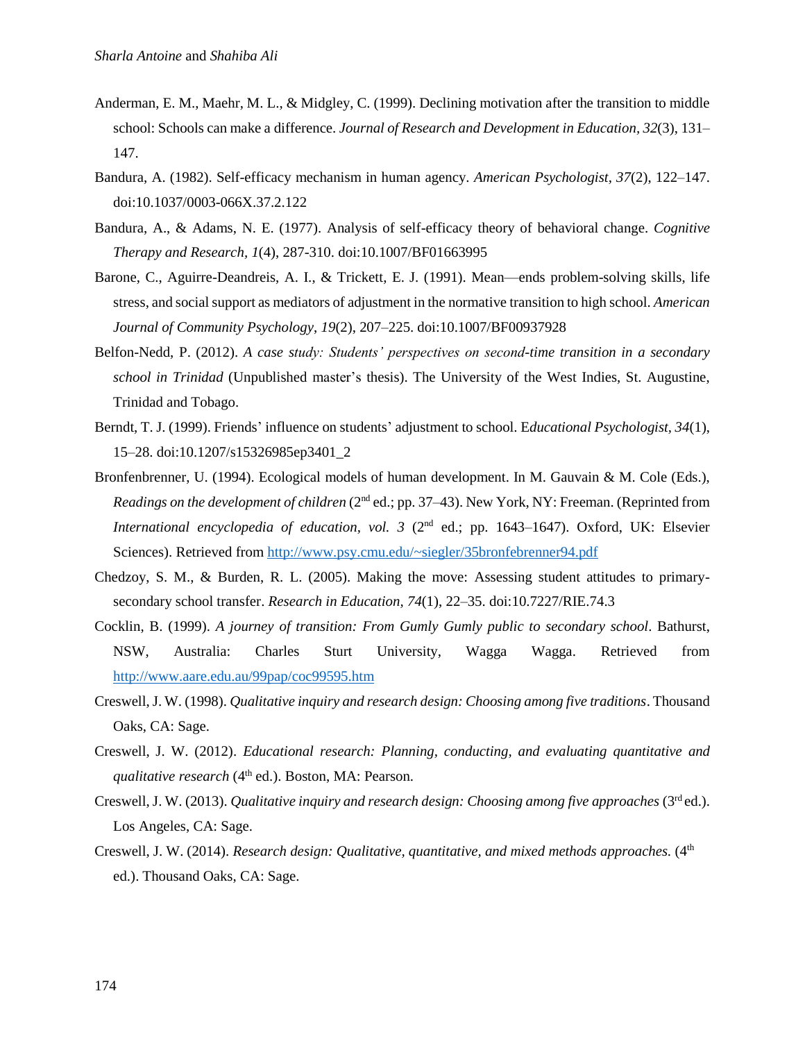Anderman, E. M., Maehr, M. L., & Midgley, C. (1999). Declining motivation after the transition to middle school: Schools can make a difference. *Journal of Research and Development in Education*, *32*(3), 131–147.

Bandura, A. (1982). Self-efficacy mechanism in human agency. *American Psychologist, 37*(2), 122–147. doi:10.1037/0003-066X.37.2.122

Bandura, A., & Adams, N. E. (1977). Analysis of self-efficacy theory of behavioral change. *Cognitive Therapy and Research, 1*(4), 287-310. doi:10.1007/BF01663995

Barone, C., Aguirre-Deandreis, A. I., & Trickett, E. J. (1991). Mean—ends problem-solving skills, life stress, and social support as mediators of adjustment in the normative transition to high school. *American Journal of Community Psychology*, *19*(2), 207–225. doi:10.1007/BF00937928

Belfon-Nedd, P. (2012). *A case study: Students' perspectives on second-time transition in a secondary school in Trinidad* (Unpublished master's thesis). The University of the West Indies, St. Augustine, Trinidad and Tobago.

Berndt, T. J. (1999). Friends' influence on students' adjustment to school. E*ducational Psychologist, 34*(1), 15–28. doi:10.1207/s15326985ep3401_2

Bronfenbrenner, U. (1994). Ecological models of human development. In M. Gauvain & M. Cole (Eds.), *Readings on the development of children* (2nd ed.; pp. 37–43). New York, NY: Freeman. (Reprinted from *International encyclopedia of education, vol. 3* (2nd ed.; pp. 1643–1647). Oxford, UK: Elsevier Sciences). Retrieved from http://www.psy.cmu.edu/~siegler/35bronfebrenner94.pdf

Chedzoy, S. M., & Burden, R. L. (2005). Making the move: Assessing student attitudes to primary-secondary school transfer. *Research in Education, 74*(1), 22–35. doi:10.7227/RIE.74.3

Cocklin, B. (1999). *A journey of transition: From Gumly Gumly public to secondary school*. Bathurst, NSW, Australia: Charles Sturt University, Wagga Wagga. Retrieved from http://www.aare.edu.au/99pap/coc99595.htm

Creswell, J. W. (1998). *Qualitative inquiry and research design: Choosing among five traditions*. Thousand Oaks, CA: Sage.

Creswell, J. W. (2012). *Educational research: Planning, conducting, and evaluating quantitative and qualitative research* (4th ed.). Boston, MA: Pearson.

Creswell, J. W. (2013). *Qualitative inquiry and research design: Choosing among five approaches* (3rd ed.). Los Angeles, CA: Sage.

Creswell, J. W. (2014). *Research design: Qualitative, quantitative, and mixed methods approaches.* (4th ed.). Thousand Oaks, CA: Sage.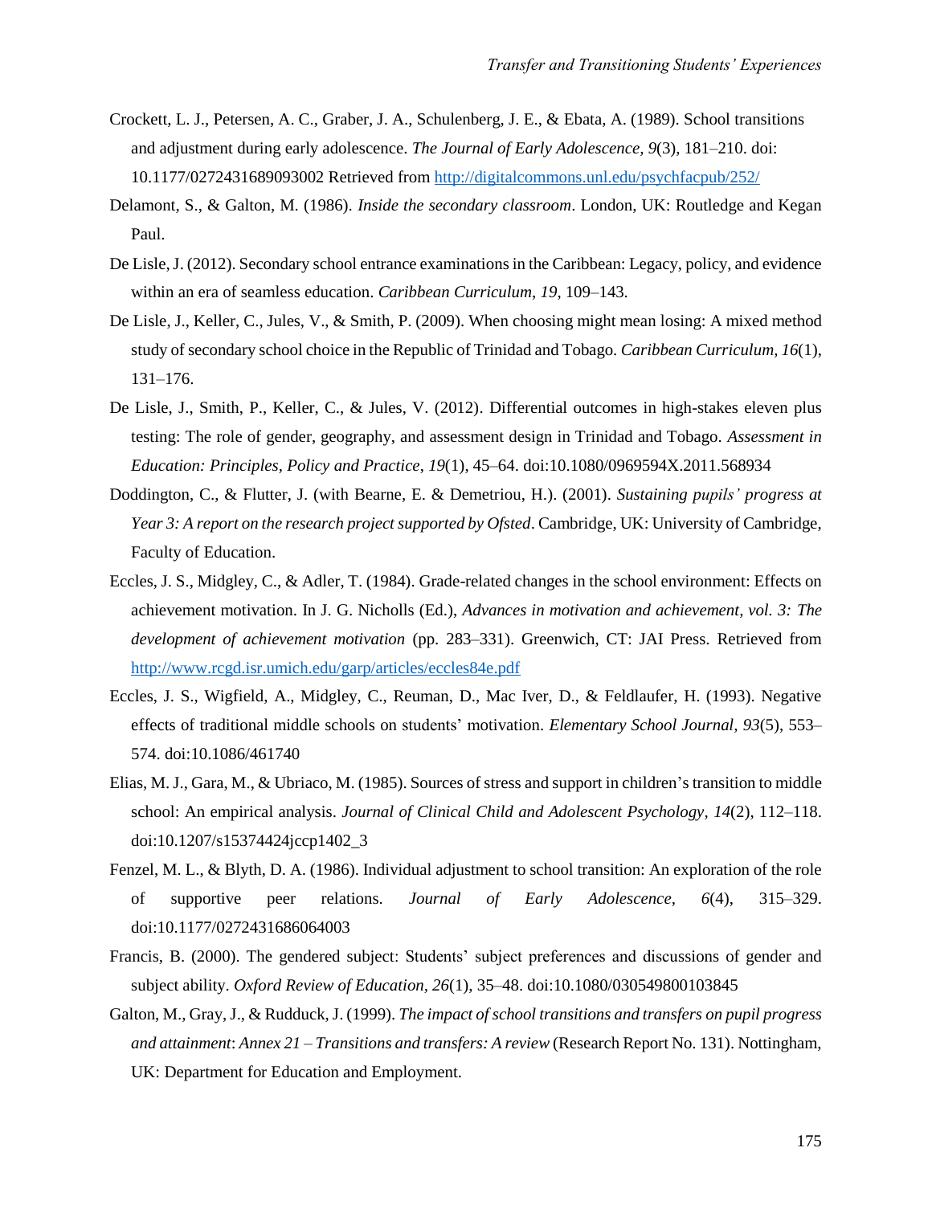Crockett, L. J., Petersen, A. C., Graber, J. A., Schulenberg, J. E., & Ebata, A. (1989). School transitions and adjustment during early adolescence. *The Journal of Early Adolescence*, *9*(3), 181–210. doi: 10.1177/0272431689093002 Retrieved from http://digitalcommons.unl.edu/psychfacpub/252/

Delamont, S., & Galton, M. (1986). *Inside the secondary classroom*. London, UK: Routledge and Kegan Paul.

De Lisle, J. (2012). Secondary school entrance examinations in the Caribbean: Legacy, policy, and evidence within an era of seamless education. *Caribbean Curriculum*, *19*, 109–143.

De Lisle, J., Keller, C., Jules, V., & Smith, P. (2009). When choosing might mean losing: A mixed method study of secondary school choice in the Republic of Trinidad and Tobago. *Caribbean Curriculum*, *16*(1), 131–176.

De Lisle, J., Smith, P., Keller, C., & Jules, V. (2012). Differential outcomes in high-stakes eleven plus testing: The role of gender, geography, and assessment design in Trinidad and Tobago. *Assessment in Education: Principles, Policy and Practice*, *19*(1), 45–64. doi:10.1080/0969594X.2011.568934

Doddington, C., & Flutter, J. (with Bearne, E. & Demetriou, H.). (2001). *Sustaining pupils' progress at Year 3: A report on the research project supported by Ofsted*. Cambridge, UK: University of Cambridge, Faculty of Education.

Eccles, J. S., Midgley, C., & Adler, T. (1984). Grade-related changes in the school environment: Effects on achievement motivation. In J. G. Nicholls (Ed.), *Advances in motivation and achievement, vol. 3: The development of achievement motivation* (pp. 283–331). Greenwich, CT: JAI Press. Retrieved from http://www.rcgd.isr.umich.edu/garp/articles/eccles84e.pdf

Eccles, J. S., Wigfield, A., Midgley, C., Reuman, D., Mac Iver, D., & Feldlaufer, H. (1993). Negative effects of traditional middle schools on students' motivation. *Elementary School Journal*, *93*(5), 553–574. doi:10.1086/461740

Elias, M. J., Gara, M., & Ubriaco, M. (1985). Sources of stress and support in children's transition to middle school: An empirical analysis. *Journal of Clinical Child and Adolescent Psychology*, *14*(2), 112–118. doi:10.1207/s15374424jccp1402_3

Fenzel, M. L., & Blyth, D. A. (1986). Individual adjustment to school transition: An exploration of the role of supportive peer relations. *Journal of Early Adolescence*, *6*(4), 315–329. doi:10.1177/0272431686064003

Francis, B. (2000). The gendered subject: Students' subject preferences and discussions of gender and subject ability. *Oxford Review of Education*, *26*(1), 35–48. doi:10.1080/030549800103845

Galton, M., Gray, J., & Rudduck, J. (1999). *The impact of school transitions and transfers on pupil progress and attainment*: *Annex 21 – Transitions and transfers: A review* (Research Report No. 131). Nottingham, UK: Department for Education and Employment.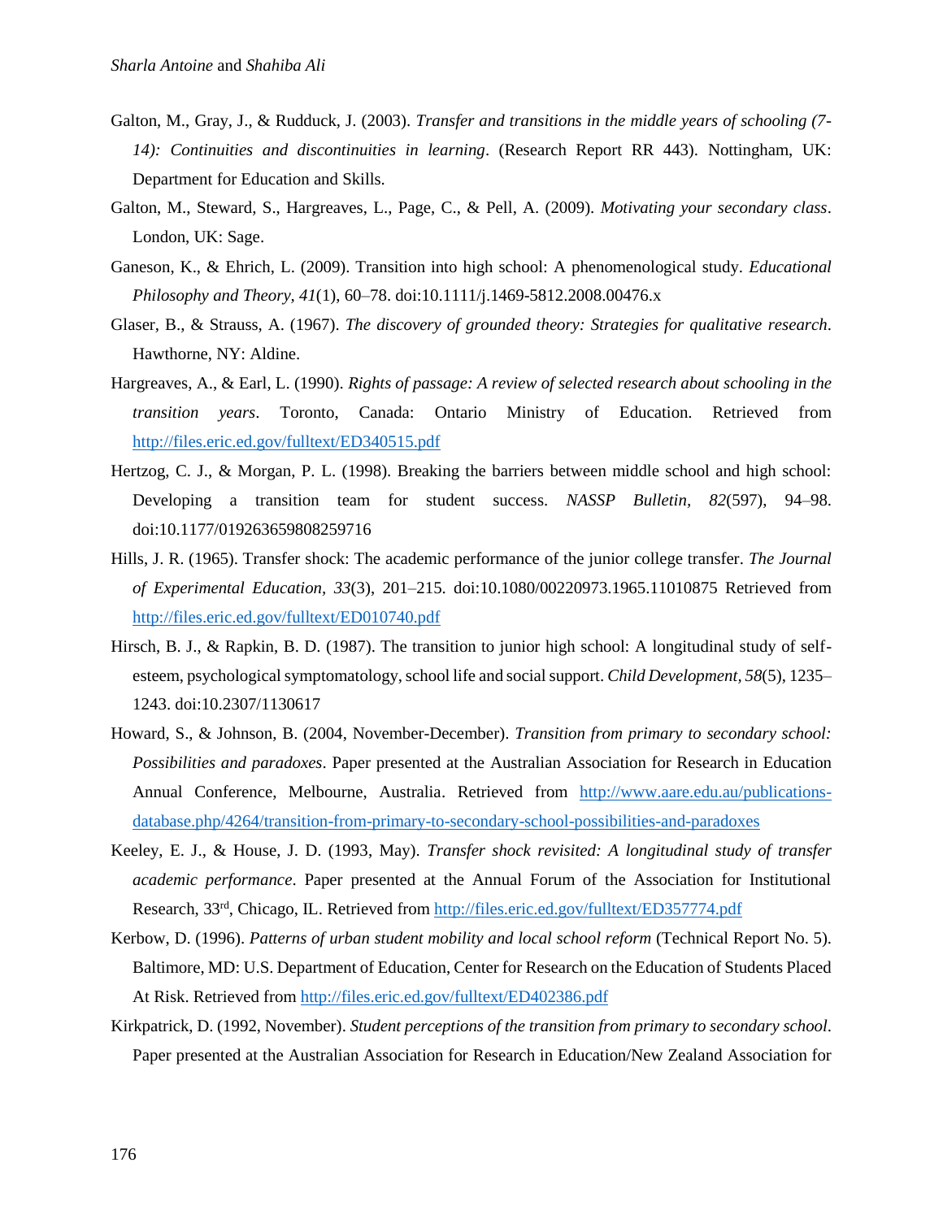Galton, M., Gray, J., & Rudduck, J. (2003). *Transfer and transitions in the middle years of schooling (7-14): Continuities and discontinuities in learning*. (Research Report RR 443). Nottingham, UK: Department for Education and Skills.

Galton, M., Steward, S., Hargreaves, L., Page, C., & Pell, A. (2009). *Motivating your secondary class*. London, UK: Sage.

Ganeson, K., & Ehrich, L. (2009). Transition into high school: A phenomenological study. *Educational Philosophy and Theory, 41*(1), 60–78. doi:10.1111/j.1469-5812.2008.00476.x

Glaser, B., & Strauss, A. (1967). *The discovery of grounded theory: Strategies for qualitative research*. Hawthorne, NY: Aldine.

Hargreaves, A., & Earl, L. (1990). *Rights of passage: A review of selected research about schooling in the transition years*. Toronto, Canada: Ontario Ministry of Education. Retrieved from http://files.eric.ed.gov/fulltext/ED340515.pdf

Hertzog, C. J., & Morgan, P. L. (1998). Breaking the barriers between middle school and high school: Developing a transition team for student success. *NASSP Bulletin, 82*(597), 94–98. doi:10.1177/019263659808259716

Hills, J. R. (1965). Transfer shock: The academic performance of the junior college transfer. *The Journal of Experimental Education, 33*(3), 201–215. doi:10.1080/00220973.1965.11010875 Retrieved from http://files.eric.ed.gov/fulltext/ED010740.pdf

Hirsch, B. J., & Rapkin, B. D. (1987). The transition to junior high school: A longitudinal study of self-esteem, psychological symptomatology, school life and social support. *Child Development, 58*(5), 1235–1243. doi:10.2307/1130617

Howard, S., & Johnson, B. (2004, November-December). *Transition from primary to secondary school: Possibilities and paradoxes*. Paper presented at the Australian Association for Research in Education Annual Conference, Melbourne, Australia. Retrieved from http://www.aare.edu.au/publications-database.php/4264/transition-from-primary-to-secondary-school-possibilities-and-paradoxes

Keeley, E. J., & House, J. D. (1993, May). *Transfer shock revisited: A longitudinal study of transfer academic performance*. Paper presented at the Annual Forum of the Association for Institutional Research, 33rd, Chicago, IL. Retrieved from http://files.eric.ed.gov/fulltext/ED357774.pdf

Kerbow, D. (1996). *Patterns of urban student mobility and local school reform* (Technical Report No. 5). Baltimore, MD: U.S. Department of Education, Center for Research on the Education of Students Placed At Risk. Retrieved from http://files.eric.ed.gov/fulltext/ED402386.pdf

Kirkpatrick, D. (1992, November). *Student perceptions of the transition from primary to secondary school*. Paper presented at the Australian Association for Research in Education/New Zealand Association for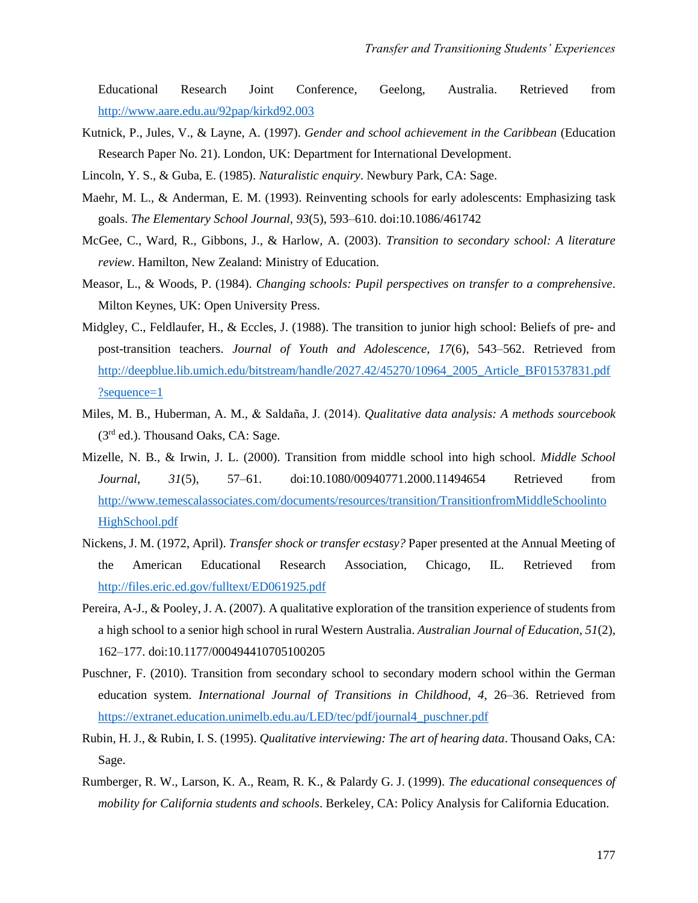Educational Research Joint Conference, Geelong, Australia. Retrieved from http://www.aare.edu.au/92pap/kirkd92.003

Kutnick, P., Jules, V., & Layne, A. (1997). *Gender and school achievement in the Caribbean* (Education Research Paper No. 21). London, UK: Department for International Development.

Lincoln, Y. S., & Guba, E. (1985). *Naturalistic enquiry*. Newbury Park, CA: Sage.

Maehr, M. L., & Anderman, E. M. (1993). Reinventing schools for early adolescents: Emphasizing task goals. *The Elementary School Journal, 93*(5), 593–610. doi:10.1086/461742

McGee, C., Ward, R., Gibbons, J., & Harlow, A. (2003). *Transition to secondary school: A literature review*. Hamilton, New Zealand: Ministry of Education.

Measor, L., & Woods, P. (1984). *Changing schools: Pupil perspectives on transfer to a comprehensive*. Milton Keynes, UK: Open University Press.

Midgley, C., Feldlaufer, H., & Eccles, J. (1988). The transition to junior high school: Beliefs of pre- and post-transition teachers. *Journal of Youth and Adolescence, 17*(6), 543–562. Retrieved from http://deepblue.lib.umich.edu/bitstream/handle/2027.42/45270/10964_2005_Article_BF01537831.pdf?sequence=1

Miles, M. B., Huberman, A. M., & Saldaña, J. (2014). *Qualitative data analysis: A methods sourcebook* (3rd ed.). Thousand Oaks, CA: Sage.

Mizelle, N. B., & Irwin, J. L. (2000). Transition from middle school into high school. *Middle School Journal, 31*(5), 57–61. doi:10.1080/00940771.2000.11494654 Retrieved from http://www.temescalassociates.com/documents/resources/transition/TransitionfromMiddleSchoolintoHighSchool.pdf

Nickens, J. M. (1972, April). *Transfer shock or transfer ecstasy?* Paper presented at the Annual Meeting of the American Educational Research Association, Chicago, IL. Retrieved from http://files.eric.ed.gov/fulltext/ED061925.pdf

Pereira, A-J., & Pooley, J. A. (2007). A qualitative exploration of the transition experience of students from a high school to a senior high school in rural Western Australia. *Australian Journal of Education, 51*(2), 162–177. doi:10.1177/000494410705100205

Puschner, F. (2010). Transition from secondary school to secondary modern school within the German education system. *International Journal of Transitions in Childhood, 4*, 26–36. Retrieved from https://extranet.education.unimelb.edu.au/LED/tec/pdf/journal4_puschner.pdf

Rubin, H. J., & Rubin, I. S. (1995). *Qualitative interviewing: The art of hearing data*. Thousand Oaks, CA: Sage.

Rumberger, R. W., Larson, K. A., Ream, R. K., & Palardy G. J. (1999). *The educational consequences of mobility for California students and schools*. Berkeley, CA: Policy Analysis for California Education.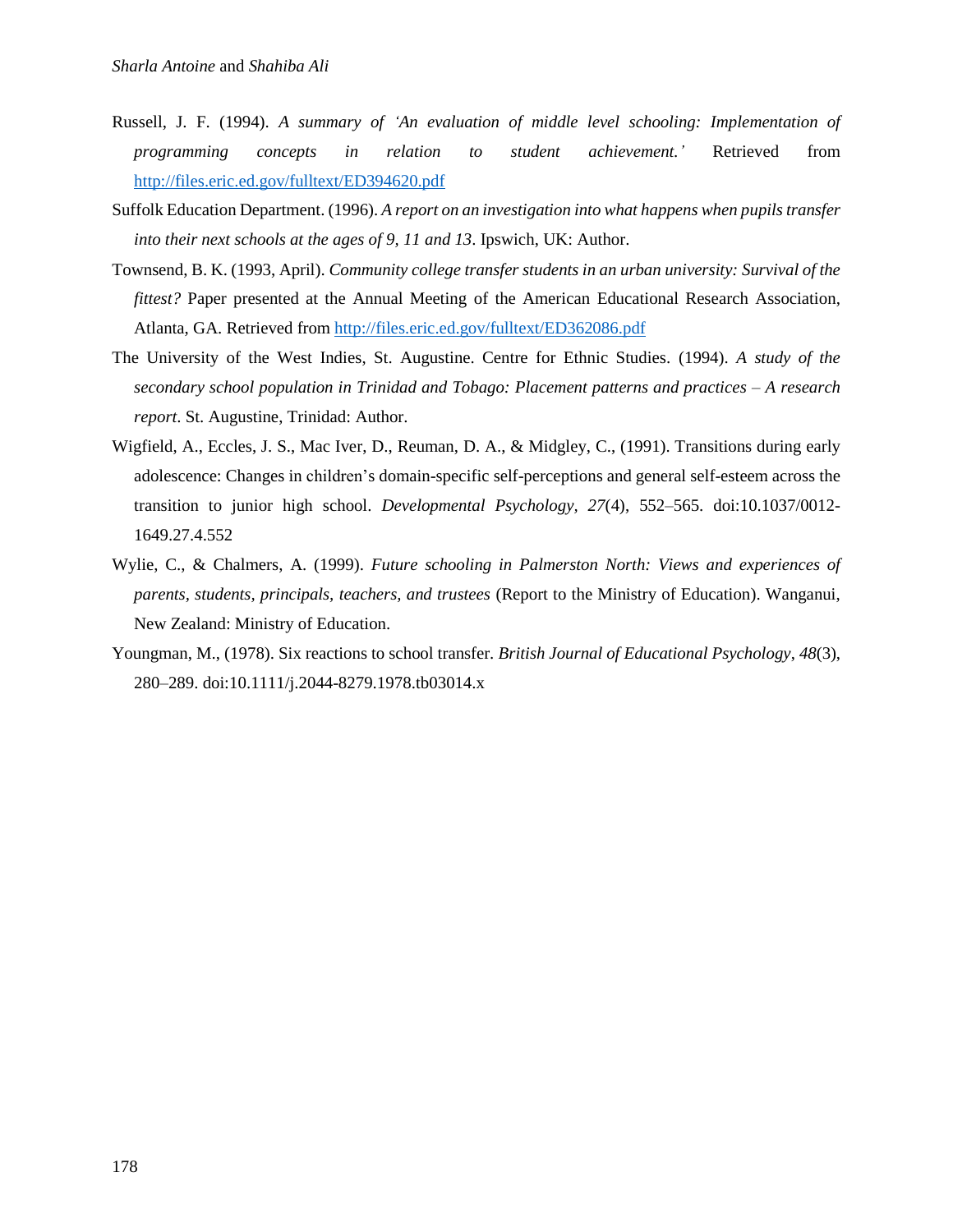Russell, J. F. (1994). *A summary of 'An evaluation of middle level schooling: Implementation of programming concepts in relation to student achievement.'* Retrieved from http://files.eric.ed.gov/fulltext/ED394620.pdf

Suffolk Education Department. (1996). *A report on an investigation into what happens when pupils transfer into their next schools at the ages of 9, 11 and 13*. Ipswich, UK: Author.

Townsend, B. K. (1993, April). *Community college transfer students in an urban university: Survival of the fittest?* Paper presented at the Annual Meeting of the American Educational Research Association, Atlanta, GA. Retrieved from http://files.eric.ed.gov/fulltext/ED362086.pdf

The University of the West Indies, St. Augustine. Centre for Ethnic Studies. (1994). *A study of the secondary school population in Trinidad and Tobago: Placement patterns and practices – A research report*. St. Augustine, Trinidad: Author.

Wigfield, A., Eccles, J. S., Mac Iver, D., Reuman, D. A., & Midgley, C., (1991). Transitions during early adolescence: Changes in children's domain-specific self-perceptions and general self-esteem across the transition to junior high school. *Developmental Psychology, 27*(4), 552–565. doi:10.1037/0012-1649.27.4.552

Wylie, C., & Chalmers, A. (1999). *Future schooling in Palmerston North: Views and experiences of parents, students, principals, teachers, and trustees* (Report to the Ministry of Education). Wanganui, New Zealand: Ministry of Education.

Youngman, M., (1978). Six reactions to school transfer. *British Journal of Educational Psychology*, *48*(3), 280–289. doi:10.1111/j.2044-8279.1978.tb03014.x